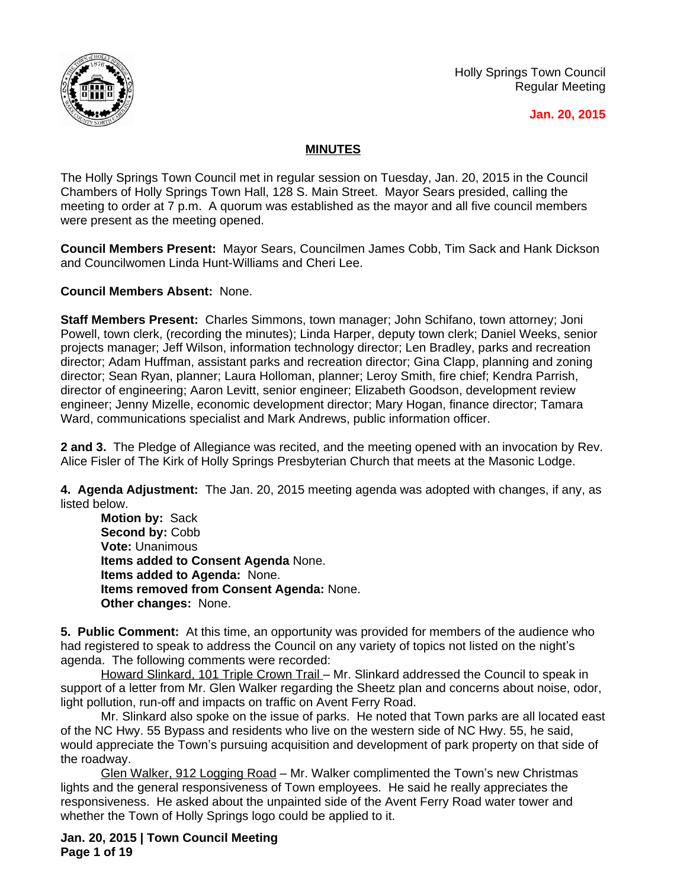Holly Springs Town Council
Regular Meeting

**Jan. 20, 2015**

## MINUTES

The Holly Springs Town Council met in regular session on Tuesday, Jan. 20, 2015 in the Council Chambers of Holly Springs Town Hall, 128 S. Main Street. Mayor Sears presided, calling the meeting to order at 7 p.m. A quorum was established as the mayor and all five council members were present as the meeting opened.

**Council Members Present:** Mayor Sears, Councilmen James Cobb, Tim Sack and Hank Dickson and Councilwomen Linda Hunt-Williams and Cheri Lee.

**Council Members Absent:** None.

**Staff Members Present:** Charles Simmons, town manager; John Schifano, town attorney; Joni Powell, town clerk, (recording the minutes); Linda Harper, deputy town clerk; Daniel Weeks, senior projects manager; Jeff Wilson, information technology director; Len Bradley, parks and recreation director; Adam Huffman, assistant parks and recreation director; Gina Clapp, planning and zoning director; Sean Ryan, planner; Laura Holloman, planner; Leroy Smith, fire chief; Kendra Parrish, director of engineering; Aaron Levitt, senior engineer; Elizabeth Goodson, development review engineer; Jenny Mizelle, economic development director; Mary Hogan, finance director; Tamara Ward, communications specialist and Mark Andrews, public information officer.

**2 and 3.** The Pledge of Allegiance was recited, and the meeting opened with an invocation by Rev. Alice Fisler of The Kirk of Holly Springs Presbyterian Church that meets at the Masonic Lodge.

**4. Agenda Adjustment:** The Jan. 20, 2015 meeting agenda was adopted with changes, if any, as listed below.

**Motion by:** Sack
**Second by:** Cobb
**Vote:** Unanimous
**Items added to Consent Agenda** None.
**Items added to Agenda:** None.
**Items removed from Consent Agenda:** None.
**Other changes:** None.

**5. Public Comment:** At this time, an opportunity was provided for members of the audience who had registered to speak to address the Council on any variety of topics not listed on the night's agenda. The following comments were recorded:

Howard Slinkard, 101 Triple Crown Trail – Mr. Slinkard addressed the Council to speak in support of a letter from Mr. Glen Walker regarding the Sheetz plan and concerns about noise, odor, light pollution, run-off and impacts on traffic on Avent Ferry Road.

Mr. Slinkard also spoke on the issue of parks. He noted that Town parks are all located east of the NC Hwy. 55 Bypass and residents who live on the western side of NC Hwy. 55, he said, would appreciate the Town's pursuing acquisition and development of park property on that side of the roadway.

Glen Walker, 912 Logging Road – Mr. Walker complimented the Town's new Christmas lights and the general responsiveness of Town employees. He said he really appreciates the responsiveness. He asked about the unpainted side of the Avent Ferry Road water tower and whether the Town of Holly Springs logo could be applied to it.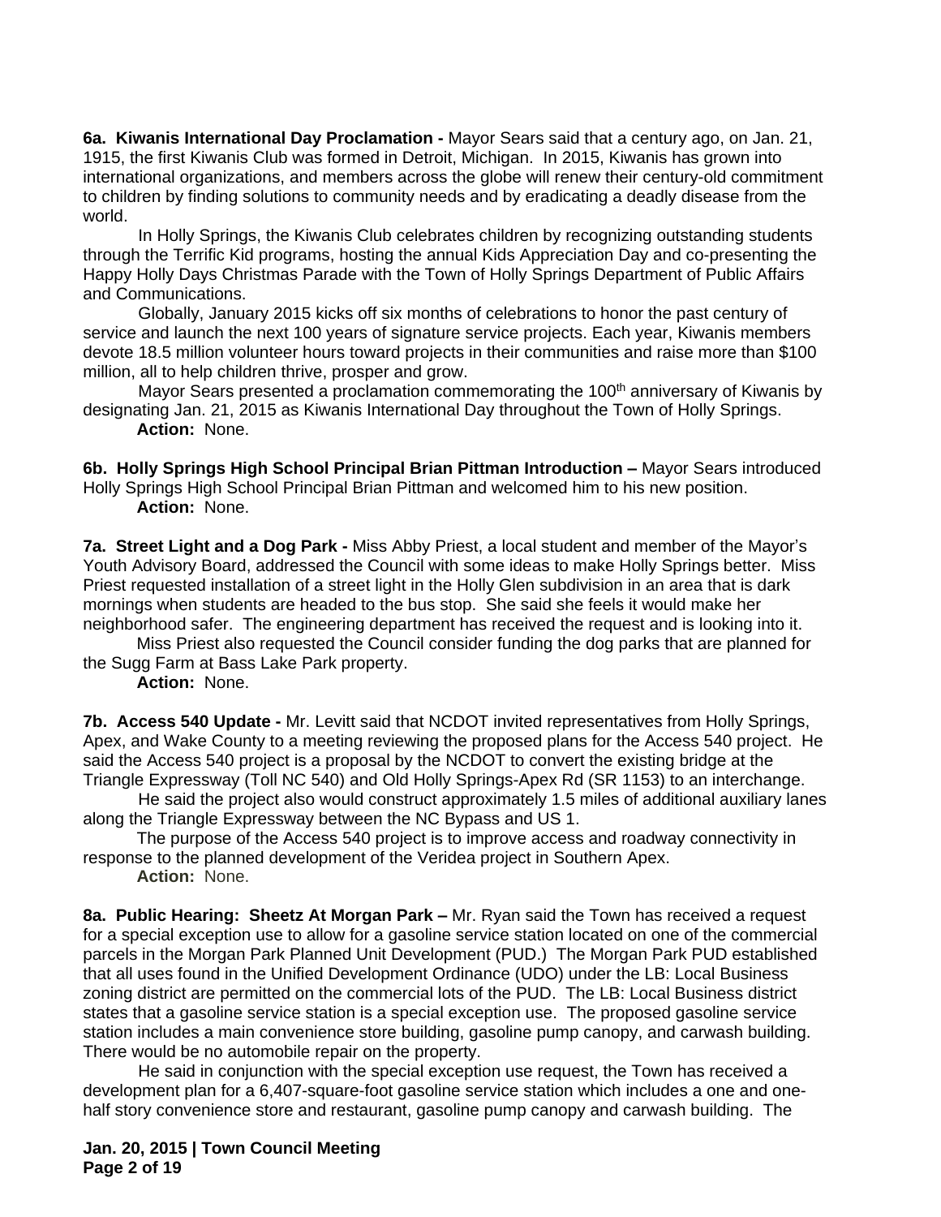**6a. Kiwanis International Day Proclamation -** Mayor Sears said that a century ago, on Jan. 21, 1915, the first Kiwanis Club was formed in Detroit, Michigan. In 2015, Kiwanis has grown into international organizations, and members across the globe will renew their century-old commitment to children by finding solutions to community needs and by eradicating a deadly disease from the world.

In Holly Springs, the Kiwanis Club celebrates children by recognizing outstanding students through the Terrific Kid programs, hosting the annual Kids Appreciation Day and co-presenting the Happy Holly Days Christmas Parade with the Town of Holly Springs Department of Public Affairs and Communications.

Globally, January 2015 kicks off six months of celebrations to honor the past century of service and launch the next 100 years of signature service projects. Each year, Kiwanis members devote 18.5 million volunteer hours toward projects in their communities and raise more than $100 million, all to help children thrive, prosper and grow.

Mayor Sears presented a proclamation commemorating the 100th anniversary of Kiwanis by designating Jan. 21, 2015 as Kiwanis International Day throughout the Town of Holly Springs.

**Action:** None.

**6b. Holly Springs High School Principal Brian Pittman Introduction –** Mayor Sears introduced Holly Springs High School Principal Brian Pittman and welcomed him to his new position.

**Action:** None.

**7a. Street Light and a Dog Park -** Miss Abby Priest, a local student and member of the Mayor's Youth Advisory Board, addressed the Council with some ideas to make Holly Springs better. Miss Priest requested installation of a street light in the Holly Glen subdivision in an area that is dark mornings when students are headed to the bus stop. She said she feels it would make her neighborhood safer. The engineering department has received the request and is looking into it.

Miss Priest also requested the Council consider funding the dog parks that are planned for the Sugg Farm at Bass Lake Park property.

**Action:** None.

**7b. Access 540 Update -** Mr. Levitt said that NCDOT invited representatives from Holly Springs, Apex, and Wake County to a meeting reviewing the proposed plans for the Access 540 project. He said the Access 540 project is a proposal by the NCDOT to convert the existing bridge at the Triangle Expressway (Toll NC 540) and Old Holly Springs-Apex Rd (SR 1153) to an interchange.

He said the project also would construct approximately 1.5 miles of additional auxiliary lanes along the Triangle Expressway between the NC Bypass and US 1.

The purpose of the Access 540 project is to improve access and roadway connectivity in response to the planned development of the Veridea project in Southern Apex.

**Action:** None.

**8a. Public Hearing: Sheetz At Morgan Park –** Mr. Ryan said the Town has received a request for a special exception use to allow for a gasoline service station located on one of the commercial parcels in the Morgan Park Planned Unit Development (PUD.) The Morgan Park PUD established that all uses found in the Unified Development Ordinance (UDO) under the LB: Local Business zoning district are permitted on the commercial lots of the PUD. The LB: Local Business district states that a gasoline service station is a special exception use. The proposed gasoline service station includes a main convenience store building, gasoline pump canopy, and carwash building. There would be no automobile repair on the property.

He said in conjunction with the special exception use request, the Town has received a development plan for a 6,407-square-foot gasoline service station which includes a one and one-half story convenience store and restaurant, gasoline pump canopy and carwash building. The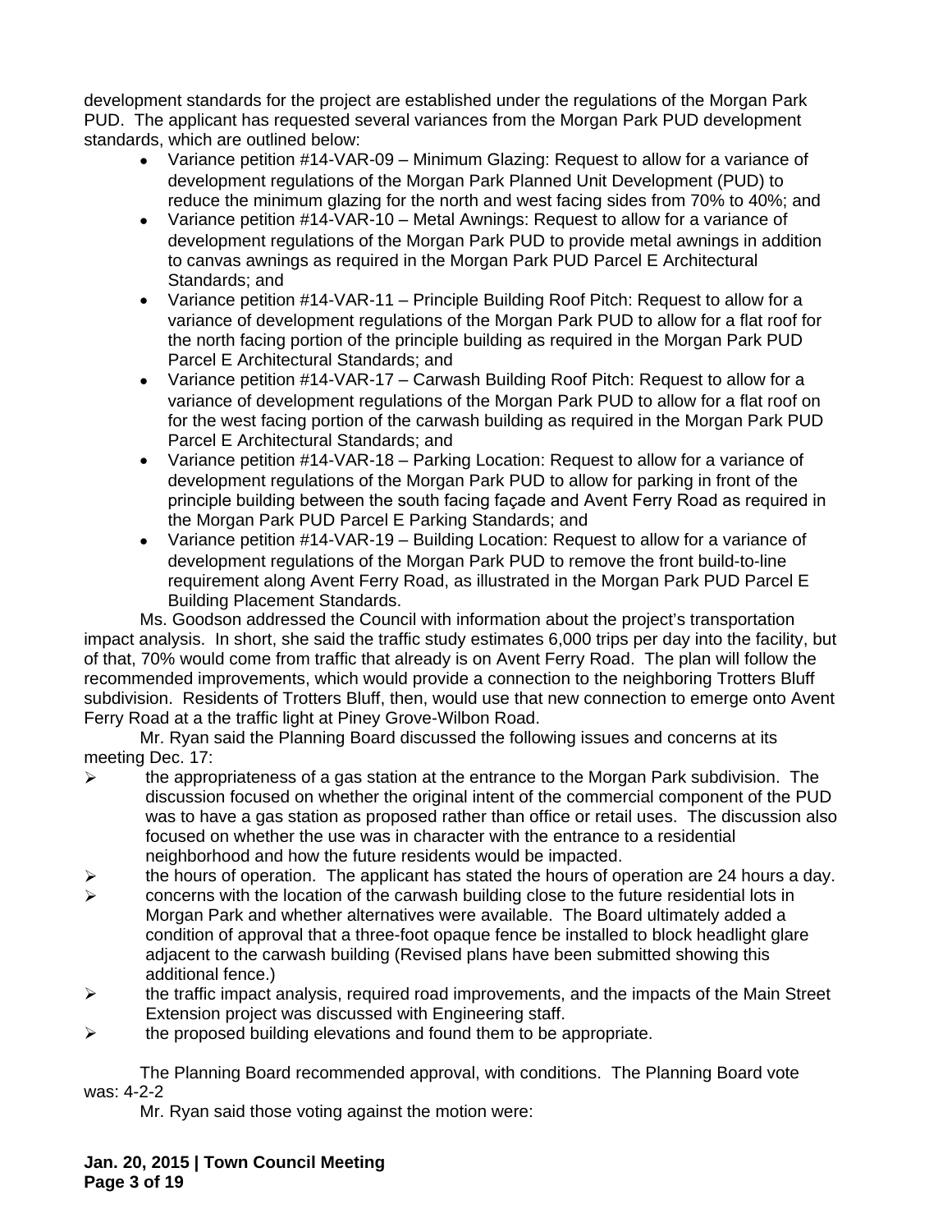development standards for the project are established under the regulations of the Morgan Park PUD. The applicant has requested several variances from the Morgan Park PUD development standards, which are outlined below:

- Variance petition #14-VAR-09 – Minimum Glazing: Request to allow for a variance of development regulations of the Morgan Park Planned Unit Development (PUD) to reduce the minimum glazing for the north and west facing sides from 70% to 40%; and
- Variance petition #14-VAR-10 – Metal Awnings: Request to allow for a variance of development regulations of the Morgan Park PUD to provide metal awnings in addition to canvas awnings as required in the Morgan Park PUD Parcel E Architectural Standards; and
- Variance petition #14-VAR-11 – Principle Building Roof Pitch: Request to allow for a variance of development regulations of the Morgan Park PUD to allow for a flat roof for the north facing portion of the principle building as required in the Morgan Park PUD Parcel E Architectural Standards; and
- Variance petition #14-VAR-17 – Carwash Building Roof Pitch: Request to allow for a variance of development regulations of the Morgan Park PUD to allow for a flat roof on for the west facing portion of the carwash building as required in the Morgan Park PUD Parcel E Architectural Standards; and
- Variance petition #14-VAR-18 – Parking Location: Request to allow for a variance of development regulations of the Morgan Park PUD to allow for parking in front of the principle building between the south facing façade and Avent Ferry Road as required in the Morgan Park PUD Parcel E Parking Standards; and
- Variance petition #14-VAR-19 – Building Location: Request to allow for a variance of development regulations of the Morgan Park PUD to remove the front build-to-line requirement along Avent Ferry Road, as illustrated in the Morgan Park PUD Parcel E Building Placement Standards.

Ms. Goodson addressed the Council with information about the project's transportation impact analysis. In short, she said the traffic study estimates 6,000 trips per day into the facility, but of that, 70% would come from traffic that already is on Avent Ferry Road. The plan will follow the recommended improvements, which would provide a connection to the neighboring Trotters Bluff subdivision. Residents of Trotters Bluff, then, would use that new connection to emerge onto Avent Ferry Road at a the traffic light at Piney Grove-Wilbon Road.

Mr. Ryan said the Planning Board discussed the following issues and concerns at its meeting Dec. 17:

- the appropriateness of a gas station at the entrance to the Morgan Park subdivision. The discussion focused on whether the original intent of the commercial component of the PUD was to have a gas station as proposed rather than office or retail uses. The discussion also focused on whether the use was in character with the entrance to a residential neighborhood and how the future residents would be impacted.
- the hours of operation. The applicant has stated the hours of operation are 24 hours a day.
- concerns with the location of the carwash building close to the future residential lots in Morgan Park and whether alternatives were available. The Board ultimately added a condition of approval that a three-foot opaque fence be installed to block headlight glare adjacent to the carwash building (Revised plans have been submitted showing this additional fence.)
- the traffic impact analysis, required road improvements, and the impacts of the Main Street Extension project was discussed with Engineering staff.
- the proposed building elevations and found them to be appropriate.

The Planning Board recommended approval, with conditions. The Planning Board vote was: 4-2-2

Mr. Ryan said those voting against the motion were: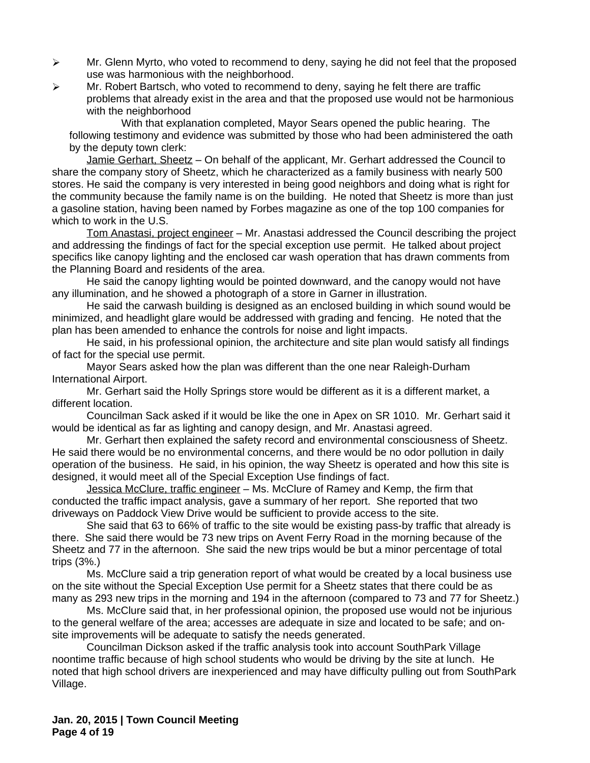- Mr. Glenn Myrto, who voted to recommend to deny, saying he did not feel that the proposed use was harmonious with the neighborhood.
- Mr. Robert Bartsch, who voted to recommend to deny, saying he felt there are traffic problems that already exist in the area and that the proposed use would not be harmonious with the neighborhood

With that explanation completed, Mayor Sears opened the public hearing. The following testimony and evidence was submitted by those who had been administered the oath by the deputy town clerk:

Jamie Gerhart, Sheetz – On behalf of the applicant, Mr. Gerhart addressed the Council to share the company story of Sheetz, which he characterized as a family business with nearly 500 stores. He said the company is very interested in being good neighbors and doing what is right for the community because the family name is on the building. He noted that Sheetz is more than just a gasoline station, having been named by Forbes magazine as one of the top 100 companies for which to work in the U.S.

Tom Anastasi, project engineer – Mr. Anastasi addressed the Council describing the project and addressing the findings of fact for the special exception use permit. He talked about project specifics like canopy lighting and the enclosed car wash operation that has drawn comments from the Planning Board and residents of the area.

He said the canopy lighting would be pointed downward, and the canopy would not have any illumination, and he showed a photograph of a store in Garner in illustration.

He said the carwash building is designed as an enclosed building in which sound would be minimized, and headlight glare would be addressed with grading and fencing. He noted that the plan has been amended to enhance the controls for noise and light impacts.

He said, in his professional opinion, the architecture and site plan would satisfy all findings of fact for the special use permit.

Mayor Sears asked how the plan was different than the one near Raleigh-Durham International Airport.

Mr. Gerhart said the Holly Springs store would be different as it is a different market, a different location.

Councilman Sack asked if it would be like the one in Apex on SR 1010. Mr. Gerhart said it would be identical as far as lighting and canopy design, and Mr. Anastasi agreed.

Mr. Gerhart then explained the safety record and environmental consciousness of Sheetz. He said there would be no environmental concerns, and there would be no odor pollution in daily operation of the business. He said, in his opinion, the way Sheetz is operated and how this site is designed, it would meet all of the Special Exception Use findings of fact.

Jessica McClure, traffic engineer – Ms. McClure of Ramey and Kemp, the firm that conducted the traffic impact analysis, gave a summary of her report. She reported that two driveways on Paddock View Drive would be sufficient to provide access to the site.

She said that 63 to 66% of traffic to the site would be existing pass-by traffic that already is there. She said there would be 73 new trips on Avent Ferry Road in the morning because of the Sheetz and 77 in the afternoon. She said the new trips would be but a minor percentage of total trips (3%.)

Ms. McClure said a trip generation report of what would be created by a local business use on the site without the Special Exception Use permit for a Sheetz states that there could be as many as 293 new trips in the morning and 194 in the afternoon (compared to 73 and 77 for Sheetz.)

Ms. McClure said that, in her professional opinion, the proposed use would not be injurious to the general welfare of the area; accesses are adequate in size and located to be safe; and on-site improvements will be adequate to satisfy the needs generated.

Councilman Dickson asked if the traffic analysis took into account SouthPark Village noontime traffic because of high school students who would be driving by the site at lunch. He noted that high school drivers are inexperienced and may have difficulty pulling out from SouthPark Village.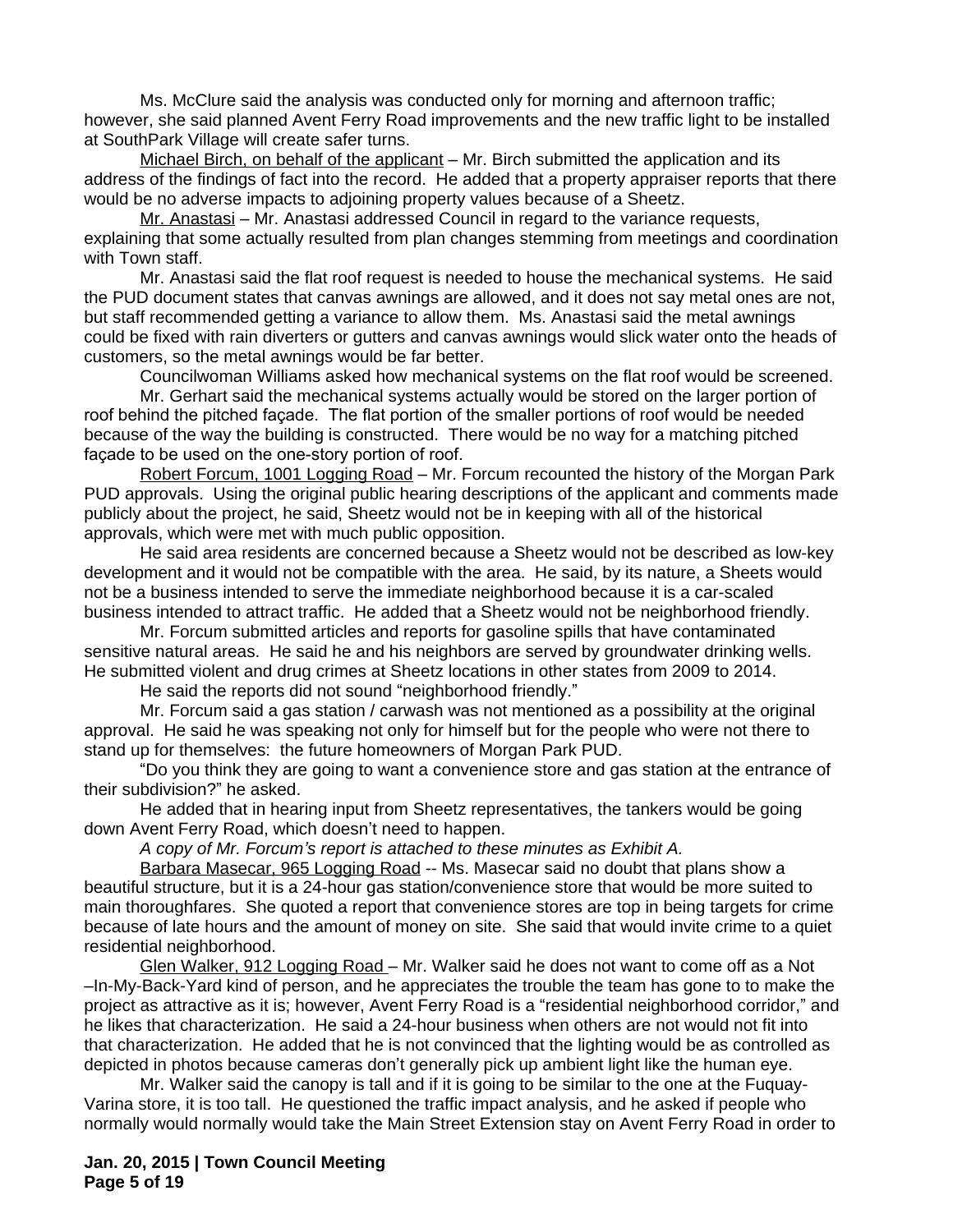Ms. McClure said the analysis was conducted only for morning and afternoon traffic; however, she said planned Avent Ferry Road improvements and the new traffic light to be installed at SouthPark Village will create safer turns.

Michael Birch, on behalf of the applicant – Mr. Birch submitted the application and its address of the findings of fact into the record. He added that a property appraiser reports that there would be no adverse impacts to adjoining property values because of a Sheetz.

Mr. Anastasi – Mr. Anastasi addressed Council in regard to the variance requests, explaining that some actually resulted from plan changes stemming from meetings and coordination with Town staff.

Mr. Anastasi said the flat roof request is needed to house the mechanical systems. He said the PUD document states that canvas awnings are allowed, and it does not say metal ones are not, but staff recommended getting a variance to allow them. Ms. Anastasi said the metal awnings could be fixed with rain diverters or gutters and canvas awnings would slick water onto the heads of customers, so the metal awnings would be far better.

Councilwoman Williams asked how mechanical systems on the flat roof would be screened.

Mr. Gerhart said the mechanical systems actually would be stored on the larger portion of roof behind the pitched façade. The flat portion of the smaller portions of roof would be needed because of the way the building is constructed. There would be no way for a matching pitched façade to be used on the one-story portion of roof.

Robert Forcum, 1001 Logging Road – Mr. Forcum recounted the history of the Morgan Park PUD approvals. Using the original public hearing descriptions of the applicant and comments made publicly about the project, he said, Sheetz would not be in keeping with all of the historical approvals, which were met with much public opposition.

He said area residents are concerned because a Sheetz would not be described as low-key development and it would not be compatible with the area. He said, by its nature, a Sheets would not be a business intended to serve the immediate neighborhood because it is a car-scaled business intended to attract traffic. He added that a Sheetz would not be neighborhood friendly.

Mr. Forcum submitted articles and reports for gasoline spills that have contaminated sensitive natural areas. He said he and his neighbors are served by groundwater drinking wells. He submitted violent and drug crimes at Sheetz locations in other states from 2009 to 2014.

He said the reports did not sound "neighborhood friendly."

Mr. Forcum said a gas station / carwash was not mentioned as a possibility at the original approval. He said he was speaking not only for himself but for the people who were not there to stand up for themselves: the future homeowners of Morgan Park PUD.

"Do you think they are going to want a convenience store and gas station at the entrance of their subdivision?" he asked.

He added that in hearing input from Sheetz representatives, the tankers would be going down Avent Ferry Road, which doesn't need to happen.

*A copy of Mr. Forcum's report is attached to these minutes as Exhibit A.*

Barbara Masecar, 965 Logging Road -- Ms. Masecar said no doubt that plans show a beautiful structure, but it is a 24-hour gas station/convenience store that would be more suited to main thoroughfares. She quoted a report that convenience stores are top in being targets for crime because of late hours and the amount of money on site. She said that would invite crime to a quiet residential neighborhood.

Glen Walker, 912 Logging Road – Mr. Walker said he does not want to come off as a Not –In-My-Back-Yard kind of person, and he appreciates the trouble the team has gone to to make the project as attractive as it is; however, Avent Ferry Road is a "residential neighborhood corridor," and he likes that characterization. He said a 24-hour business when others are not would not fit into that characterization. He added that he is not convinced that the lighting would be as controlled as depicted in photos because cameras don't generally pick up ambient light like the human eye.

Mr. Walker said the canopy is tall and if it is going to be similar to the one at the Fuquay-Varina store, it is too tall. He questioned the traffic impact analysis, and he asked if people who normally would normally would take the Main Street Extension stay on Avent Ferry Road in order to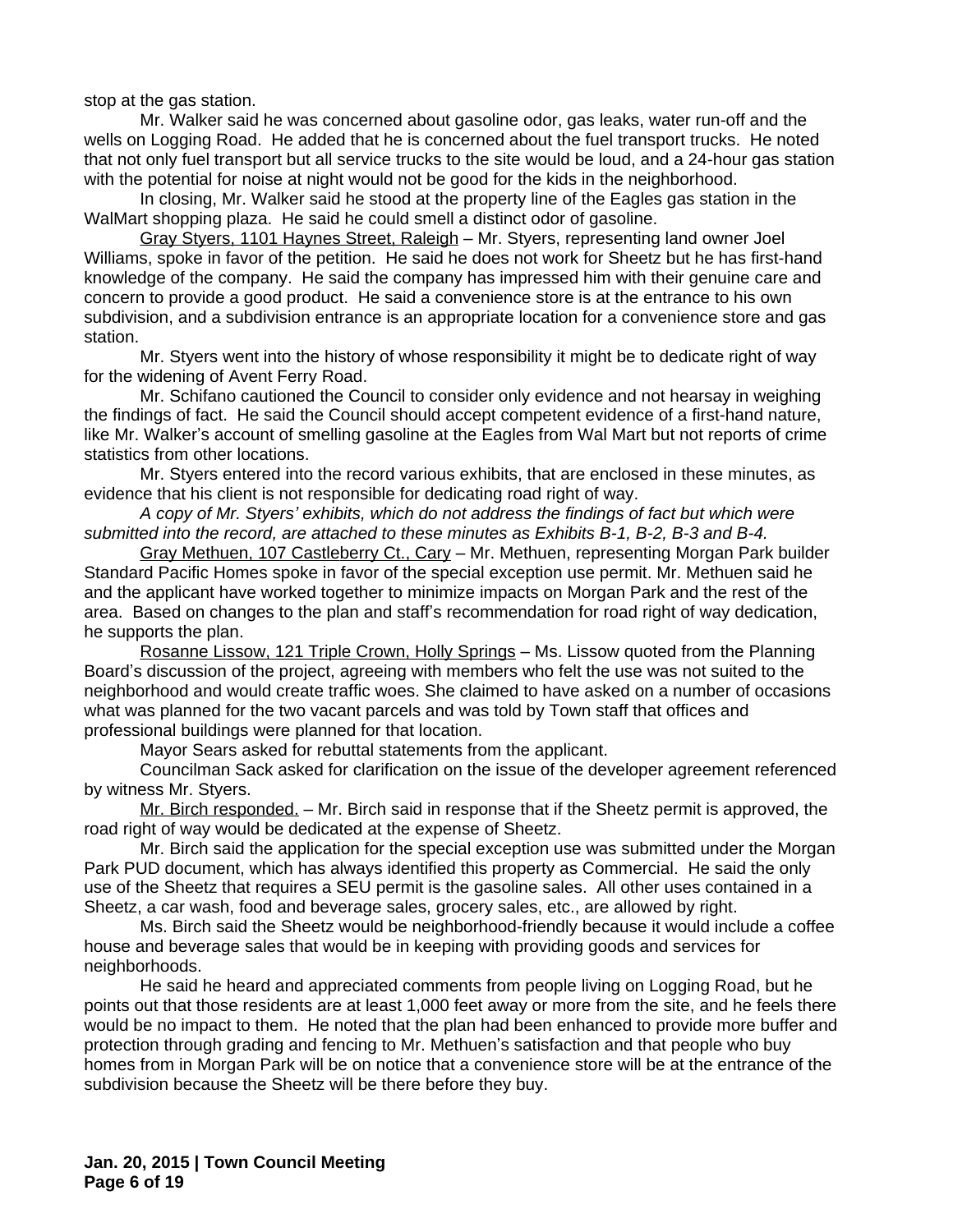stop at the gas station.

Mr. Walker said he was concerned about gasoline odor, gas leaks, water run-off and the wells on Logging Road. He added that he is concerned about the fuel transport trucks. He noted that not only fuel transport but all service trucks to the site would be loud, and a 24-hour gas station with the potential for noise at night would not be good for the kids in the neighborhood.

In closing, Mr. Walker said he stood at the property line of the Eagles gas station in the WalMart shopping plaza. He said he could smell a distinct odor of gasoline.

<u>Gray Styers, 1101 Haynes Street, Raleigh</u> – Mr. Styers, representing land owner Joel Williams, spoke in favor of the petition. He said he does not work for Sheetz but he has first-hand knowledge of the company. He said the company has impressed him with their genuine care and concern to provide a good product. He said a convenience store is at the entrance to his own subdivision, and a subdivision entrance is an appropriate location for a convenience store and gas station.

Mr. Styers went into the history of whose responsibility it might be to dedicate right of way for the widening of Avent Ferry Road.

Mr. Schifano cautioned the Council to consider only evidence and not hearsay in weighing the findings of fact. He said the Council should accept competent evidence of a first-hand nature, like Mr. Walker's account of smelling gasoline at the Eagles from Wal Mart but not reports of crime statistics from other locations.

Mr. Styers entered into the record various exhibits, that are enclosed in these minutes, as evidence that his client is not responsible for dedicating road right of way.

*A copy of Mr. Styers' exhibits, which do not address the findings of fact but which were submitted into the record, are attached to these minutes as Exhibits B-1, B-2, B-3 and B-4.*

<u>Gray Methuen, 107 Castleberry Ct., Cary</u> – Mr. Methuen, representing Morgan Park builder Standard Pacific Homes spoke in favor of the special exception use permit. Mr. Methuen said he and the applicant have worked together to minimize impacts on Morgan Park and the rest of the area. Based on changes to the plan and staff's recommendation for road right of way dedication, he supports the plan.

<u>Rosanne Lissow, 121 Triple Crown, Holly Springs</u> – Ms. Lissow quoted from the Planning Board's discussion of the project, agreeing with members who felt the use was not suited to the neighborhood and would create traffic woes. She claimed to have asked on a number of occasions what was planned for the two vacant parcels and was told by Town staff that offices and professional buildings were planned for that location.

Mayor Sears asked for rebuttal statements from the applicant.

Councilman Sack asked for clarification on the issue of the developer agreement referenced by witness Mr. Styers.

<u>Mr. Birch responded.</u> – Mr. Birch said in response that if the Sheetz permit is approved, the road right of way would be dedicated at the expense of Sheetz.

Mr. Birch said the application for the special exception use was submitted under the Morgan Park PUD document, which has always identified this property as Commercial. He said the only use of the Sheetz that requires a SEU permit is the gasoline sales. All other uses contained in a Sheetz, a car wash, food and beverage sales, grocery sales, etc., are allowed by right.

Ms. Birch said the Sheetz would be neighborhood-friendly because it would include a coffee house and beverage sales that would be in keeping with providing goods and services for neighborhoods.

He said he heard and appreciated comments from people living on Logging Road, but he points out that those residents are at least 1,000 feet away or more from the site, and he feels there would be no impact to them. He noted that the plan had been enhanced to provide more buffer and protection through grading and fencing to Mr. Methuen's satisfaction and that people who buy homes from in Morgan Park will be on notice that a convenience store will be at the entrance of the subdivision because the Sheetz will be there before they buy.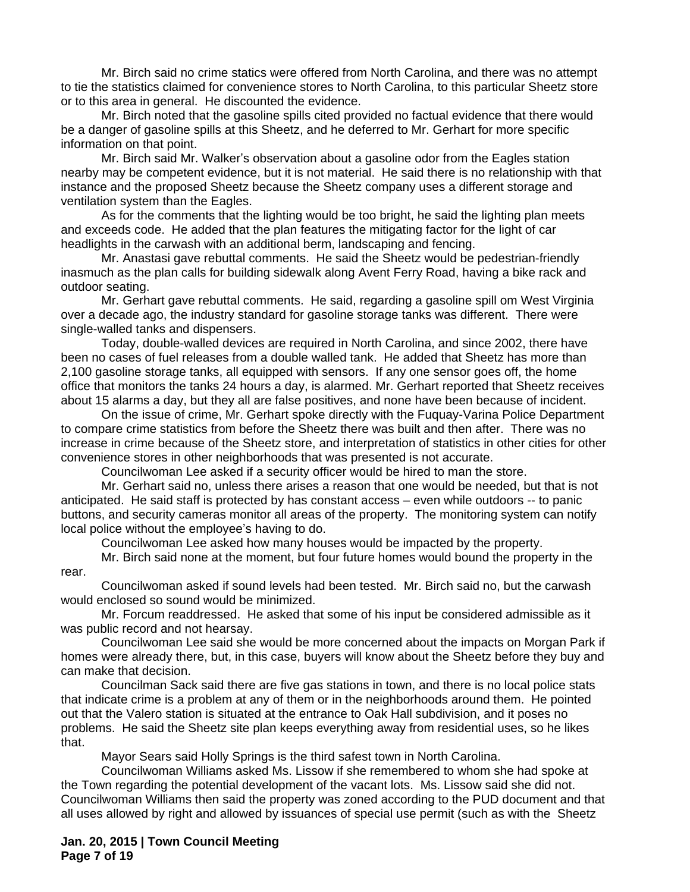Mr. Birch said no crime statics were offered from North Carolina, and there was no attempt to tie the statistics claimed for convenience stores to North Carolina, to this particular Sheetz store or to this area in general. He discounted the evidence.

Mr. Birch noted that the gasoline spills cited provided no factual evidence that there would be a danger of gasoline spills at this Sheetz, and he deferred to Mr. Gerhart for more specific information on that point.

Mr. Birch said Mr. Walker's observation about a gasoline odor from the Eagles station nearby may be competent evidence, but it is not material. He said there is no relationship with that instance and the proposed Sheetz because the Sheetz company uses a different storage and ventilation system than the Eagles.

As for the comments that the lighting would be too bright, he said the lighting plan meets and exceeds code. He added that the plan features the mitigating factor for the light of car headlights in the carwash with an additional berm, landscaping and fencing.

Mr. Anastasi gave rebuttal comments. He said the Sheetz would be pedestrian-friendly inasmuch as the plan calls for building sidewalk along Avent Ferry Road, having a bike rack and outdoor seating.

Mr. Gerhart gave rebuttal comments. He said, regarding a gasoline spill om West Virginia over a decade ago, the industry standard for gasoline storage tanks was different. There were single-walled tanks and dispensers.

Today, double-walled devices are required in North Carolina, and since 2002, there have been no cases of fuel releases from a double walled tank. He added that Sheetz has more than 2,100 gasoline storage tanks, all equipped with sensors. If any one sensor goes off, the home office that monitors the tanks 24 hours a day, is alarmed. Mr. Gerhart reported that Sheetz receives about 15 alarms a day, but they all are false positives, and none have been because of incident.

On the issue of crime, Mr. Gerhart spoke directly with the Fuquay-Varina Police Department to compare crime statistics from before the Sheetz there was built and then after. There was no increase in crime because of the Sheetz store, and interpretation of statistics in other cities for other convenience stores in other neighborhoods that was presented is not accurate.

Councilwoman Lee asked if a security officer would be hired to man the store.

Mr. Gerhart said no, unless there arises a reason that one would be needed, but that is not anticipated. He said staff is protected by has constant access – even while outdoors -- to panic buttons, and security cameras monitor all areas of the property. The monitoring system can notify local police without the employee's having to do.

Councilwoman Lee asked how many houses would be impacted by the property.

Mr. Birch said none at the moment, but four future homes would bound the property in the rear.

Councilwoman asked if sound levels had been tested. Mr. Birch said no, but the carwash would enclosed so sound would be minimized.

Mr. Forcum readdressed. He asked that some of his input be considered admissible as it was public record and not hearsay.

Councilwoman Lee said she would be more concerned about the impacts on Morgan Park if homes were already there, but, in this case, buyers will know about the Sheetz before they buy and can make that decision.

Councilman Sack said there are five gas stations in town, and there is no local police stats that indicate crime is a problem at any of them or in the neighborhoods around them. He pointed out that the Valero station is situated at the entrance to Oak Hall subdivision, and it poses no problems. He said the Sheetz site plan keeps everything away from residential uses, so he likes that.

Mayor Sears said Holly Springs is the third safest town in North Carolina.

Councilwoman Williams asked Ms. Lissow if she remembered to whom she had spoke at the Town regarding the potential development of the vacant lots. Ms. Lissow said she did not. Councilwoman Williams then said the property was zoned according to the PUD document and that all uses allowed by right and allowed by issuances of special use permit (such as with the Sheetz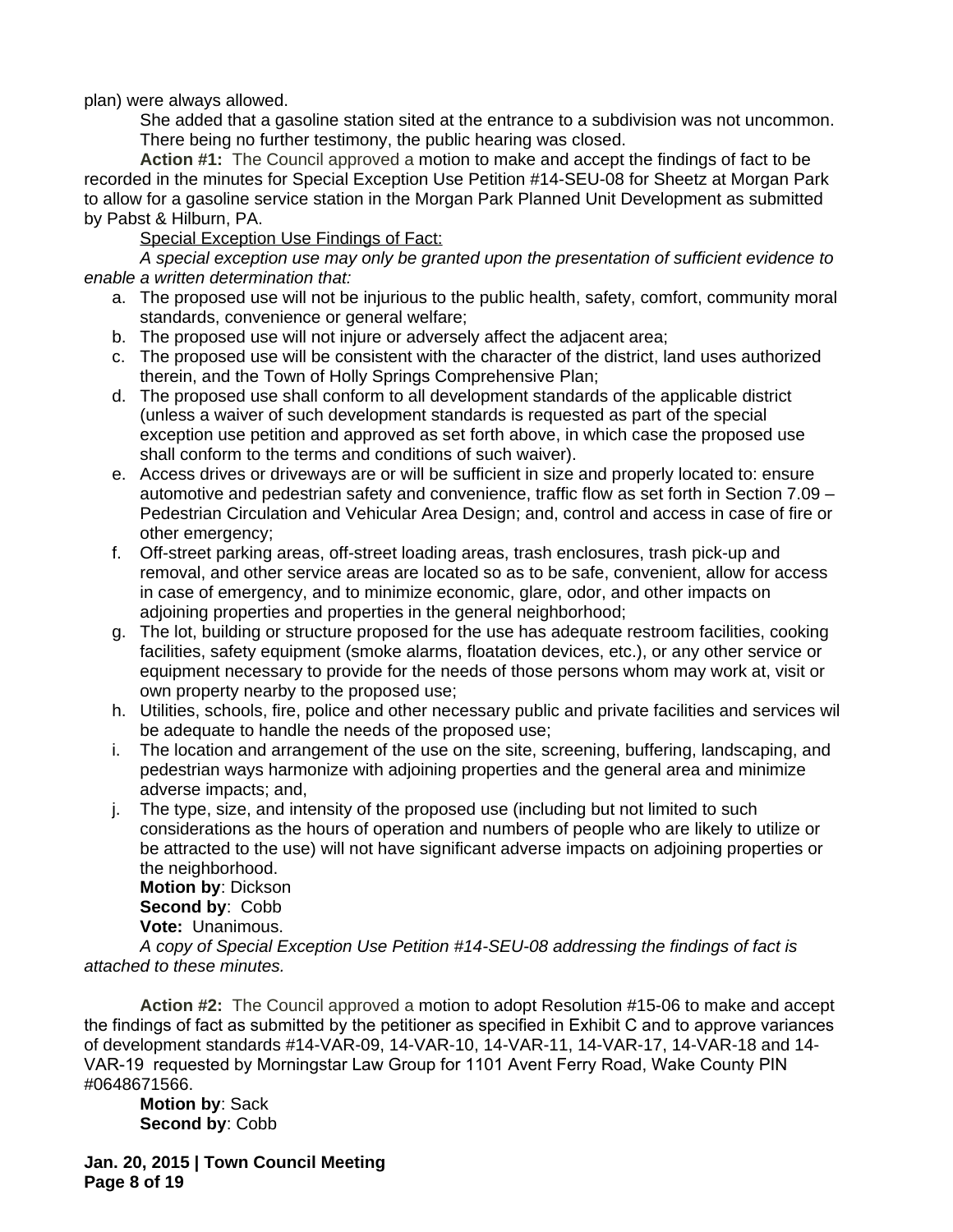plan) were always allowed.

She added that a gasoline station sited at the entrance to a subdivision was not uncommon.

There being no further testimony, the public hearing was closed.

**Action #1:** The Council approved a motion to make and accept the findings of fact to be recorded in the minutes for Special Exception Use Petition #14-SEU-08 for Sheetz at Morgan Park to allow for a gasoline service station in the Morgan Park Planned Unit Development as submitted by Pabst & Hilburn, PA.

<u>Special Exception Use Findings of Fact:</u>

*A special exception use may only be granted upon the presentation of sufficient evidence to enable a written determination that:*

a. The proposed use will not be injurious to the public health, safety, comfort, community moral standards, convenience or general welfare;
b. The proposed use will not injure or adversely affect the adjacent area;
c. The proposed use will be consistent with the character of the district, land uses authorized therein, and the Town of Holly Springs Comprehensive Plan;
d. The proposed use shall conform to all development standards of the applicable district (unless a waiver of such development standards is requested as part of the special exception use petition and approved as set forth above, in which case the proposed use shall conform to the terms and conditions of such waiver).
e. Access drives or driveways are or will be sufficient in size and properly located to: ensure automotive and pedestrian safety and convenience, traffic flow as set forth in Section 7.09 – Pedestrian Circulation and Vehicular Area Design; and, control and access in case of fire or other emergency;
f. Off-street parking areas, off-street loading areas, trash enclosures, trash pick-up and removal, and other service areas are located so as to be safe, convenient, allow for access in case of emergency, and to minimize economic, glare, odor, and other impacts on adjoining properties and properties in the general neighborhood;
g. The lot, building or structure proposed for the use has adequate restroom facilities, cooking facilities, safety equipment (smoke alarms, floatation devices, etc.), or any other service or equipment necessary to provide for the needs of those persons whom may work at, visit or own property nearby to the proposed use;
h. Utilities, schools, fire, police and other necessary public and private facilities and services wil be adequate to handle the needs of the proposed use;
i. The location and arrangement of the use on the site, screening, buffering, landscaping, and pedestrian ways harmonize with adjoining properties and the general area and minimize adverse impacts; and,
j. The type, size, and intensity of the proposed use (including but not limited to such considerations as the hours of operation and numbers of people who are likely to utilize or be attracted to the use) will not have significant adverse impacts on adjoining properties or the neighborhood.

**Motion by**: Dickson
**Second by**: Cobb
**Vote:** Unanimous.

*A copy of Special Exception Use Petition #14-SEU-08 addressing the findings of fact is attached to these minutes.*

**Action #2:** The Council approved a motion to adopt Resolution #15-06 to make and accept the findings of fact as submitted by the petitioner as specified in Exhibit C and to approve variances of development standards #14-VAR-09, 14-VAR-10, 14-VAR-11, 14-VAR-17, 14-VAR-18 and 14-VAR-19 requested by Morningstar Law Group for 1101 Avent Ferry Road, Wake County PIN #0648671566.

**Motion by**: Sack
**Second by**: Cobb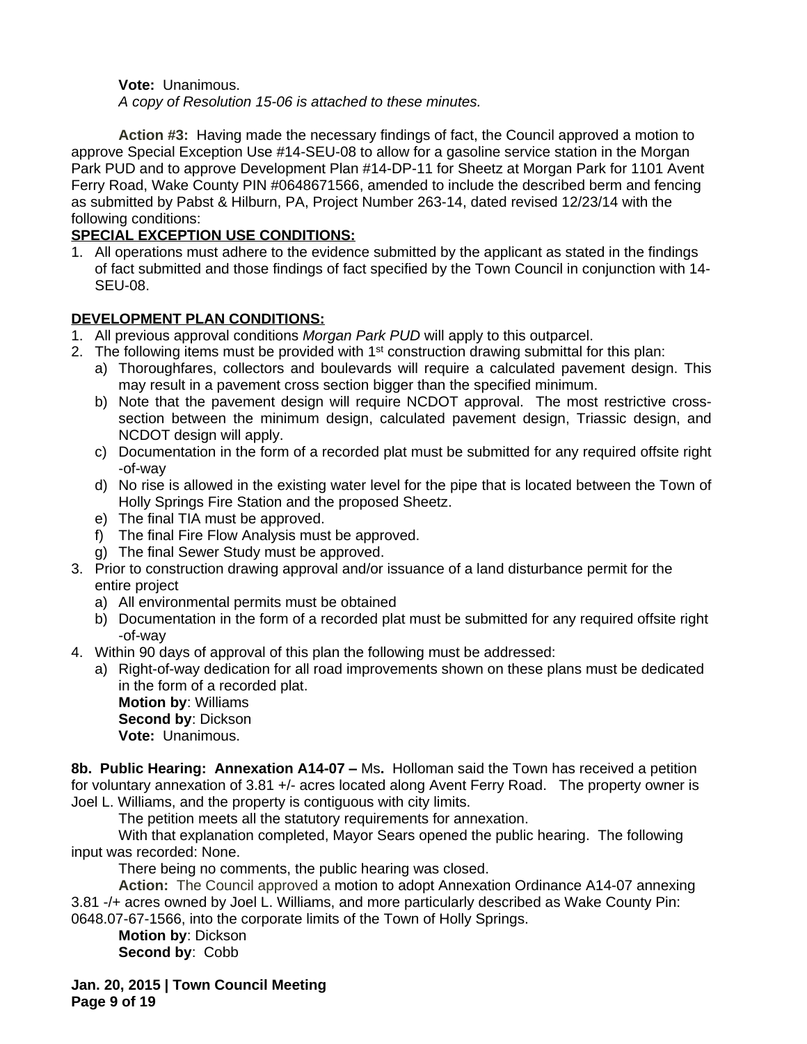**Vote:** Unanimous.

*A copy of Resolution 15-06 is attached to these minutes.*

**Action #3:** Having made the necessary findings of fact, the Council approved a motion to approve Special Exception Use #14-SEU-08 to allow for a gasoline service station in the Morgan Park PUD and to approve Development Plan #14-DP-11 for Sheetz at Morgan Park for 1101 Avent Ferry Road, Wake County PIN #0648671566, amended to include the described berm and fencing as submitted by Pabst & Hilburn, PA, Project Number 263-14, dated revised 12/23/14 with the following conditions:

**SPECIAL EXCEPTION USE CONDITIONS:**

1. All operations must adhere to the evidence submitted by the applicant as stated in the findings of fact submitted and those findings of fact specified by the Town Council in conjunction with 14-SEU-08.

**DEVELOPMENT PLAN CONDITIONS:**

1. All previous approval conditions *Morgan Park PUD* will apply to this outparcel.
2. The following items must be provided with 1st construction drawing submittal for this plan:
   a) Thoroughfares, collectors and boulevards will require a calculated pavement design. This may result in a pavement cross section bigger than the specified minimum.
   b) Note that the pavement design will require NCDOT approval. The most restrictive cross-section between the minimum design, calculated pavement design, Triassic design, and NCDOT design will apply.
   c) Documentation in the form of a recorded plat must be submitted for any required offsite right-of-way
   d) No rise is allowed in the existing water level for the pipe that is located between the Town of Holly Springs Fire Station and the proposed Sheetz.
   e) The final TIA must be approved.
   f) The final Fire Flow Analysis must be approved.
   g) The final Sewer Study must be approved.
3. Prior to construction drawing approval and/or issuance of a land disturbance permit for the entire project
   a) All environmental permits must be obtained
   b) Documentation in the form of a recorded plat must be submitted for any required offsite right-of-way
4. Within 90 days of approval of this plan the following must be addressed:
   a) Right-of-way dedication for all road improvements shown on these plans must be dedicated in the form of a recorded plat.

   **Motion by**: Williams
   **Second by**: Dickson
   **Vote:** Unanimous.

**8b. Public Hearing: Annexation A14-07 –** Ms**.** Holloman said the Town has received a petition for voluntary annexation of 3.81 +/- acres located along Avent Ferry Road. The property owner is Joel L. Williams, and the property is contiguous with city limits.

The petition meets all the statutory requirements for annexation.

With that explanation completed, Mayor Sears opened the public hearing. The following input was recorded: None.

There being no comments, the public hearing was closed.

**Action:** The Council approved a motion to adopt Annexation Ordinance A14-07 annexing 3.81 -/+ acres owned by Joel L. Williams, and more particularly described as Wake County Pin: 0648.07-67-1566, into the corporate limits of the Town of Holly Springs.

**Motion by**: Dickson
**Second by**: Cobb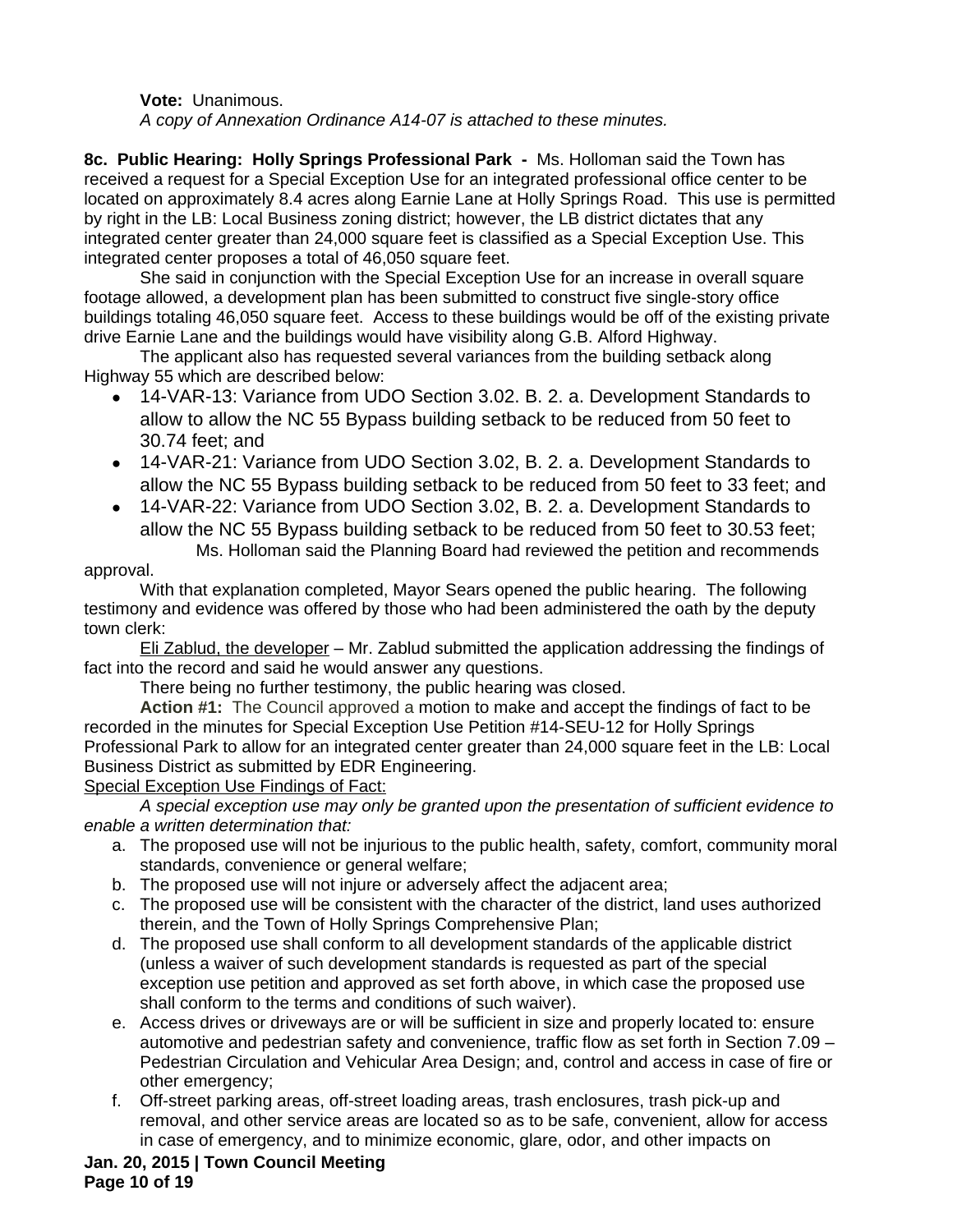**Vote:** Unanimous.

*A copy of Annexation Ordinance A14-07 is attached to these minutes.*

**8c. Public Hearing: Holly Springs Professional Park -** Ms. Holloman said the Town has received a request for a Special Exception Use for an integrated professional office center to be located on approximately 8.4 acres along Earnie Lane at Holly Springs Road. This use is permitted by right in the LB: Local Business zoning district; however, the LB district dictates that any integrated center greater than 24,000 square feet is classified as a Special Exception Use. This integrated center proposes a total of 46,050 square feet.

She said in conjunction with the Special Exception Use for an increase in overall square footage allowed, a development plan has been submitted to construct five single-story office buildings totaling 46,050 square feet. Access to these buildings would be off of the existing private drive Earnie Lane and the buildings would have visibility along G.B. Alford Highway.

The applicant also has requested several variances from the building setback along Highway 55 which are described below:

- 14-VAR-13: Variance from UDO Section 3.02. B. 2. a. Development Standards to allow to allow the NC 55 Bypass building setback to be reduced from 50 feet to 30.74 feet; and
- 14-VAR-21: Variance from UDO Section 3.02, B. 2. a. Development Standards to allow the NC 55 Bypass building setback to be reduced from 50 feet to 33 feet; and
- 14-VAR-22: Variance from UDO Section 3.02, B. 2. a. Development Standards to allow the NC 55 Bypass building setback to be reduced from 50 feet to 30.53 feet;

Ms. Holloman said the Planning Board had reviewed the petition and recommends approval.

With that explanation completed, Mayor Sears opened the public hearing. The following testimony and evidence was offered by those who had been administered the oath by the deputy town clerk:

Eli Zablud, the developer – Mr. Zablud submitted the application addressing the findings of fact into the record and said he would answer any questions.

There being no further testimony, the public hearing was closed.

**Action #1:** The Council approved a motion to make and accept the findings of fact to be recorded in the minutes for Special Exception Use Petition #14-SEU-12 for Holly Springs Professional Park to allow for an integrated center greater than 24,000 square feet in the LB: Local Business District as submitted by EDR Engineering.

Special Exception Use Findings of Fact:

*A special exception use may only be granted upon the presentation of sufficient evidence to enable a written determination that:*

a. The proposed use will not be injurious to the public health, safety, comfort, community moral standards, convenience or general welfare;
b. The proposed use will not injure or adversely affect the adjacent area;
c. The proposed use will be consistent with the character of the district, land uses authorized therein, and the Town of Holly Springs Comprehensive Plan;
d. The proposed use shall conform to all development standards of the applicable district (unless a waiver of such development standards is requested as part of the special exception use petition and approved as set forth above, in which case the proposed use shall conform to the terms and conditions of such waiver).
e. Access drives or driveways are or will be sufficient in size and properly located to: ensure automotive and pedestrian safety and convenience, traffic flow as set forth in Section 7.09 – Pedestrian Circulation and Vehicular Area Design; and, control and access in case of fire or other emergency;
f. Off-street parking areas, off-street loading areas, trash enclosures, trash pick-up and removal, and other service areas are located so as to be safe, convenient, allow for access in case of emergency, and to minimize economic, glare, odor, and other impacts on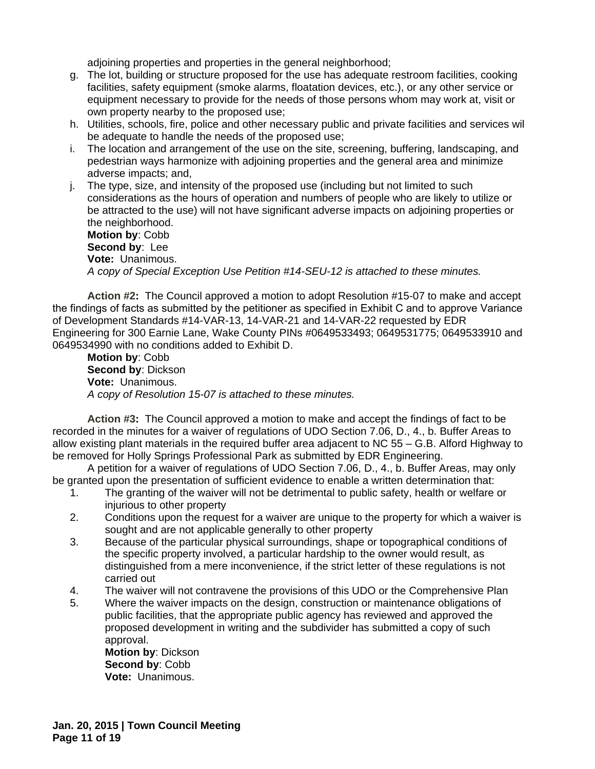adjoining properties and properties in the general neighborhood;

g. The lot, building or structure proposed for the use has adequate restroom facilities, cooking facilities, safety equipment (smoke alarms, floatation devices, etc.), or any other service or equipment necessary to provide for the needs of those persons whom may work at, visit or own property nearby to the proposed use;
h. Utilities, schools, fire, police and other necessary public and private facilities and services wil be adequate to handle the needs of the proposed use;
i. The location and arrangement of the use on the site, screening, buffering, landscaping, and pedestrian ways harmonize with adjoining properties and the general area and minimize adverse impacts; and,
j. The type, size, and intensity of the proposed use (including but not limited to such considerations as the hours of operation and numbers of people who are likely to utilize or be attracted to the use) will not have significant adverse impacts on adjoining properties or the neighborhood.

**Motion by**: Cobb
**Second by**: Lee
**Vote:** Unanimous.
*A copy of Special Exception Use Petition #14-SEU-12 is attached to these minutes.*

**Action #2:** The Council approved a motion to adopt Resolution #15-07 to make and accept the findings of facts as submitted by the petitioner as specified in Exhibit C and to approve Variance of Development Standards #14-VAR-13, 14-VAR-21 and 14-VAR-22 requested by EDR Engineering for 300 Earnie Lane, Wake County PINs #0649533493; 0649531775; 0649533910 and 0649534990 with no conditions added to Exhibit D.

**Motion by**: Cobb
**Second by**: Dickson
**Vote:** Unanimous.
*A copy of Resolution 15-07 is attached to these minutes.*

**Action #3:** The Council approved a motion to make and accept the findings of fact to be recorded in the minutes for a waiver of regulations of UDO Section 7.06, D., 4., b. Buffer Areas to allow existing plant materials in the required buffer area adjacent to NC 55 – G.B. Alford Highway to be removed for Holly Springs Professional Park as submitted by EDR Engineering.

A petition for a waiver of regulations of UDO Section 7.06, D., 4., b. Buffer Areas, may only be granted upon the presentation of sufficient evidence to enable a written determination that:

1. The granting of the waiver will not be detrimental to public safety, health or welfare or injurious to other property
2. Conditions upon the request for a waiver are unique to the property for which a waiver is sought and are not applicable generally to other property
3. Because of the particular physical surroundings, shape or topographical conditions of the specific property involved, a particular hardship to the owner would result, as distinguished from a mere inconvenience, if the strict letter of these regulations is not carried out
4. The waiver will not contravene the provisions of this UDO or the Comprehensive Plan
5. Where the waiver impacts on the design, construction or maintenance obligations of public facilities, that the appropriate public agency has reviewed and approved the proposed development in writing and the subdivider has submitted a copy of such approval.

**Motion by**: Dickson
**Second by**: Cobb
**Vote:** Unanimous.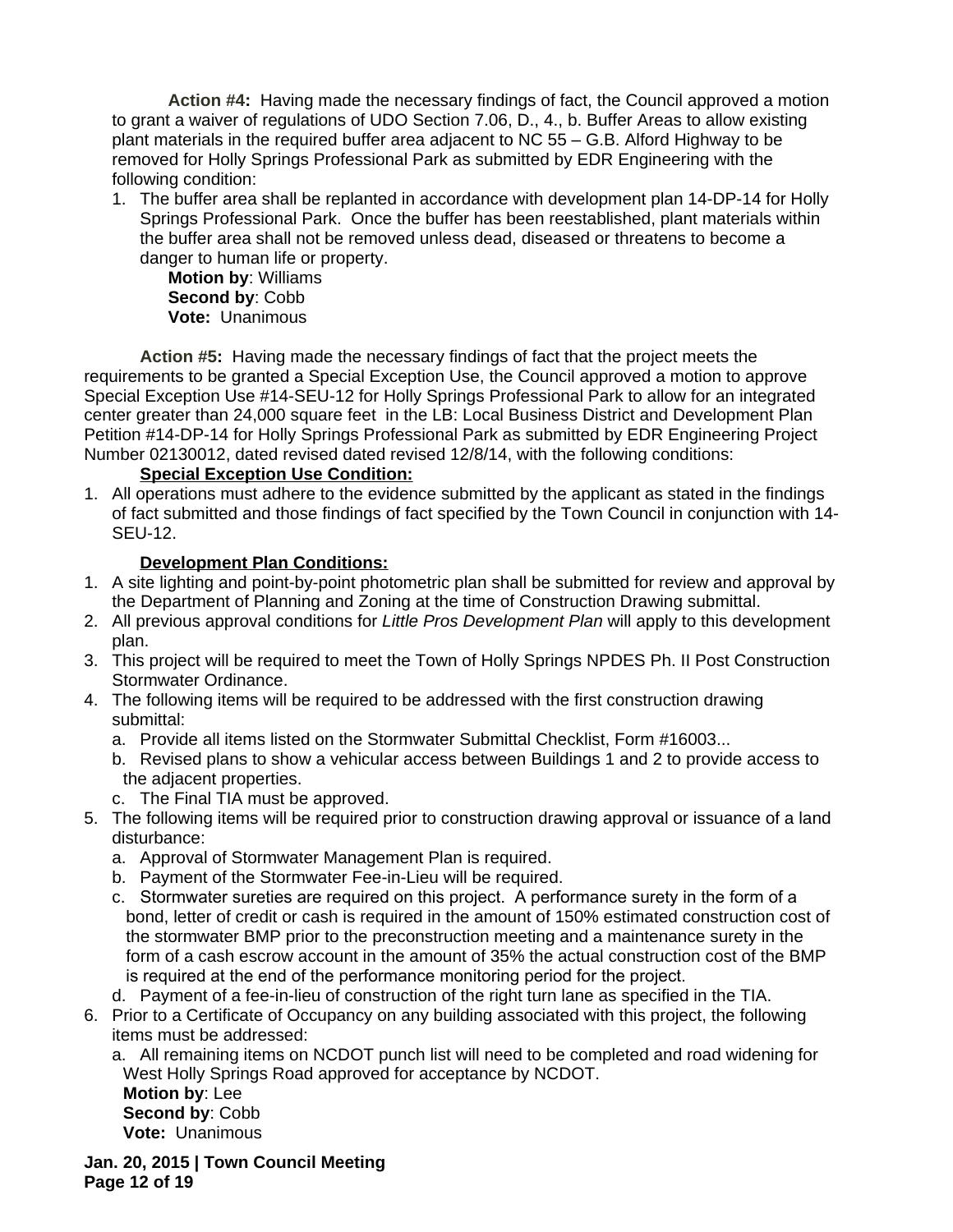**Action #4:** Having made the necessary findings of fact, the Council approved a motion to grant a waiver of regulations of UDO Section 7.06, D., 4., b. Buffer Areas to allow existing plant materials in the required buffer area adjacent to NC 55 – G.B. Alford Highway to be removed for Holly Springs Professional Park as submitted by EDR Engineering with the following condition:

1. The buffer area shall be replanted in accordance with development plan 14-DP-14 for Holly Springs Professional Park. Once the buffer has been reestablished, plant materials within the buffer area shall not be removed unless dead, diseased or threatens to become a danger to human life or property.

   **Motion by**: Williams
   **Second by**: Cobb
   **Vote:** Unanimous

**Action #5:** Having made the necessary findings of fact that the project meets the requirements to be granted a Special Exception Use, the Council approved a motion to approve Special Exception Use #14-SEU-12 for Holly Springs Professional Park to allow for an integrated center greater than 24,000 square feet in the LB: Local Business District and Development Plan Petition #14-DP-14 for Holly Springs Professional Park as submitted by EDR Engineering Project Number 02130012, dated revised dated revised 12/8/14, with the following conditions:

**Special Exception Use Condition:**

1. All operations must adhere to the evidence submitted by the applicant as stated in the findings of fact submitted and those findings of fact specified by the Town Council in conjunction with 14-SEU-12.

**Development Plan Conditions:**

1. A site lighting and point-by-point photometric plan shall be submitted for review and approval by the Department of Planning and Zoning at the time of Construction Drawing submittal.
2. All previous approval conditions for *Little Pros Development Plan* will apply to this development plan.
3. This project will be required to meet the Town of Holly Springs NPDES Ph. II Post Construction Stormwater Ordinance.
4. The following items will be required to be addressed with the first construction drawing submittal:
   a. Provide all items listed on the Stormwater Submittal Checklist, Form #16003...
   b. Revised plans to show a vehicular access between Buildings 1 and 2 to provide access to the adjacent properties.
   c. The Final TIA must be approved.
5. The following items will be required prior to construction drawing approval or issuance of a land disturbance:
   a. Approval of Stormwater Management Plan is required.
   b. Payment of the Stormwater Fee-in-Lieu will be required.
   c. Stormwater sureties are required on this project. A performance surety in the form of a bond, letter of credit or cash is required in the amount of 150% estimated construction cost of the stormwater BMP prior to the preconstruction meeting and a maintenance surety in the form of a cash escrow account in the amount of 35% the actual construction cost of the BMP is required at the end of the performance monitoring period for the project.
   d. Payment of a fee-in-lieu of construction of the right turn lane as specified in the TIA.
6. Prior to a Certificate of Occupancy on any building associated with this project, the following items must be addressed:
   a. All remaining items on NCDOT punch list will need to be completed and road widening for West Holly Springs Road approved for acceptance by NCDOT.

   **Motion by**: Lee
   **Second by**: Cobb
   **Vote:** Unanimous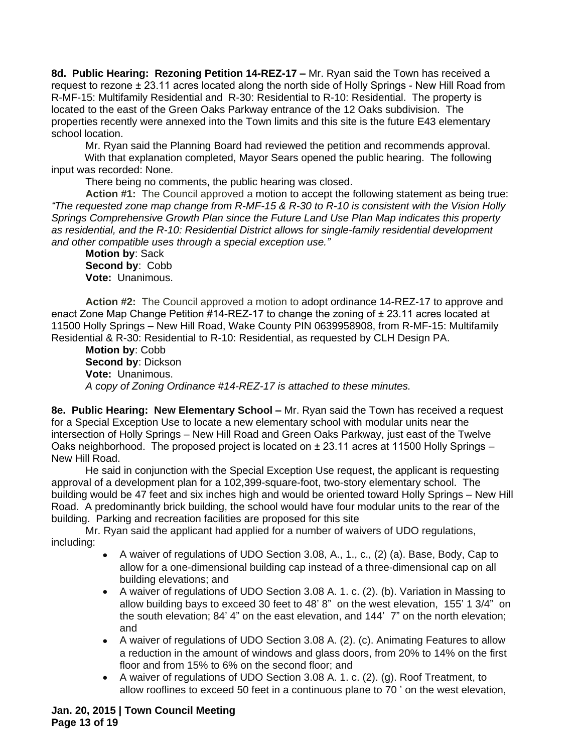**8d. Public Hearing: Rezoning Petition 14-REZ-17 –** Mr. Ryan said the Town has received a request to rezone ± 23.11 acres located along the north side of Holly Springs - New Hill Road from R-MF-15: Multifamily Residential and R-30: Residential to R-10: Residential. The property is located to the east of the Green Oaks Parkway entrance of the 12 Oaks subdivision. The properties recently were annexed into the Town limits and this site is the future E43 elementary school location.

Mr. Ryan said the Planning Board had reviewed the petition and recommends approval.

With that explanation completed, Mayor Sears opened the public hearing. The following input was recorded: None.

There being no comments, the public hearing was closed.

**Action #1:** The Council approved a motion to accept the following statement as being true: *"The requested zone map change from R-MF-15 & R-30 to R-10 is consistent with the Vision Holly Springs Comprehensive Growth Plan since the Future Land Use Plan Map indicates this property as residential, and the R-10: Residential District allows for single-family residential development and other compatible uses through a special exception use."*

**Motion by**: Sack
**Second by**: Cobb
**Vote:** Unanimous.

**Action #2:** The Council approved a motion to adopt ordinance 14-REZ-17 to approve and enact Zone Map Change Petition #14-REZ-17 to change the zoning of ± 23.11 acres located at 11500 Holly Springs – New Hill Road, Wake County PIN 0639958908, from R-MF-15: Multifamily Residential & R-30: Residential to R-10: Residential, as requested by CLH Design PA.

**Motion by**: Cobb
**Second by**: Dickson
**Vote:** Unanimous.
*A copy of Zoning Ordinance #14-REZ-17 is attached to these minutes.*

**8e. Public Hearing: New Elementary School –** Mr. Ryan said the Town has received a request for a Special Exception Use to locate a new elementary school with modular units near the intersection of Holly Springs – New Hill Road and Green Oaks Parkway, just east of the Twelve Oaks neighborhood. The proposed project is located on ± 23.11 acres at 11500 Holly Springs – New Hill Road.

He said in conjunction with the Special Exception Use request, the applicant is requesting approval of a development plan for a 102,399-square-foot, two-story elementary school. The building would be 47 feet and six inches high and would be oriented toward Holly Springs – New Hill Road. A predominantly brick building, the school would have four modular units to the rear of the building. Parking and recreation facilities are proposed for this site

Mr. Ryan said the applicant had applied for a number of waivers of UDO regulations, including:

- A waiver of regulations of UDO Section 3.08, A., 1., c., (2) (a). Base, Body, Cap to allow for a one-dimensional building cap instead of a three-dimensional cap on all building elevations; and
- A waiver of regulations of UDO Section 3.08 A. 1. c. (2). (b). Variation in Massing to allow building bays to exceed 30 feet to 48' 8" on the west elevation, 155' 1 3/4" on the south elevation; 84' 4" on the east elevation, and 144' 7" on the north elevation; and
- A waiver of regulations of UDO Section 3.08 A. (2). (c). Animating Features to allow a reduction in the amount of windows and glass doors, from 20% to 14% on the first floor and from 15% to 6% on the second floor; and
- A waiver of regulations of UDO Section 3.08 A. 1. c. (2). (g). Roof Treatment, to allow rooflines to exceed 50 feet in a continuous plane to 70 ' on the west elevation,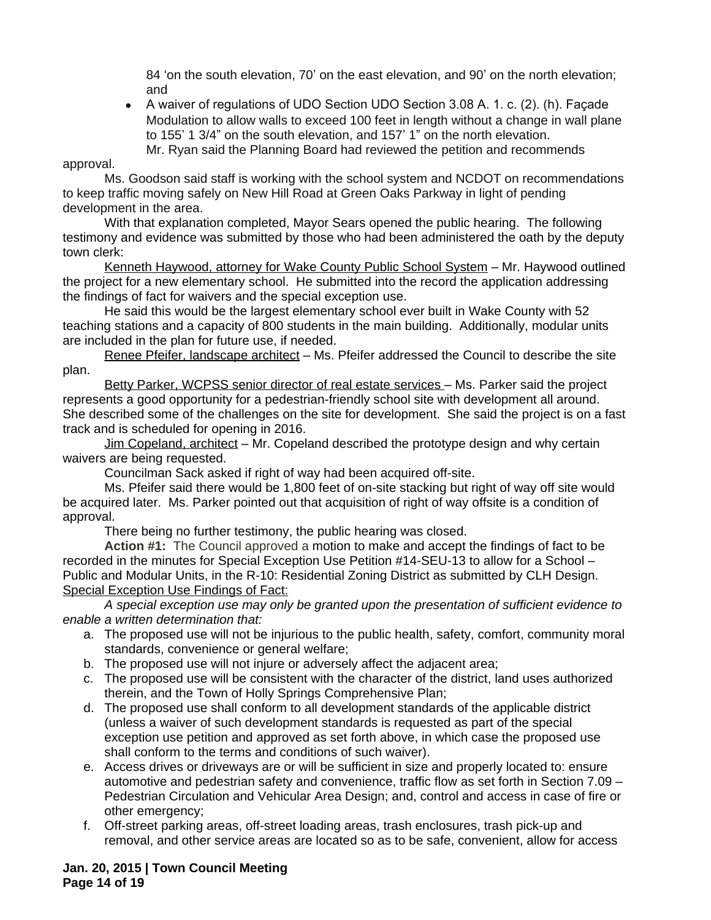84 'on the south elevation, 70' on the east elevation, and 90' on the north elevation; and

- A waiver of regulations of UDO Section UDO Section 3.08 A. 1. c. (2). (h). Façade Modulation to allow walls to exceed 100 feet in length without a change in wall plane to 155' 1 3/4" on the south elevation, and 157' 1" on the north elevation.

Mr. Ryan said the Planning Board had reviewed the petition and recommends approval.

Ms. Goodson said staff is working with the school system and NCDOT on recommendations to keep traffic moving safely on New Hill Road at Green Oaks Parkway in light of pending development in the area.

With that explanation completed, Mayor Sears opened the public hearing. The following testimony and evidence was submitted by those who had been administered the oath by the deputy town clerk:

<u>Kenneth Haywood, attorney for Wake County Public School System</u> – Mr. Haywood outlined the project for a new elementary school. He submitted into the record the application addressing the findings of fact for waivers and the special exception use.

He said this would be the largest elementary school ever built in Wake County with 52 teaching stations and a capacity of 800 students in the main building. Additionally, modular units are included in the plan for future use, if needed.

<u>Renee Pfeifer, landscape architect</u> – Ms. Pfeifer addressed the Council to describe the site plan.

<u>Betty Parker, WCPSS senior director of real estate services</u> – Ms. Parker said the project represents a good opportunity for a pedestrian-friendly school site with development all around. She described some of the challenges on the site for development. She said the project is on a fast track and is scheduled for opening in 2016.

<u>Jim Copeland, architect</u> – Mr. Copeland described the prototype design and why certain waivers are being requested.

Councilman Sack asked if right of way had been acquired off-site.

Ms. Pfeifer said there would be 1,800 feet of on-site stacking but right of way off site would be acquired later. Ms. Parker pointed out that acquisition of right of way offsite is a condition of approval.

There being no further testimony, the public hearing was closed.

**Action #1:** The Council approved a motion to make and accept the findings of fact to be recorded in the minutes for Special Exception Use Petition #14-SEU-13 to allow for a School – Public and Modular Units, in the R-10: Residential Zoning District as submitted by CLH Design.

<u>Special Exception Use Findings of Fact:</u>

*A special exception use may only be granted upon the presentation of sufficient evidence to enable a written determination that:*

a. The proposed use will not be injurious to the public health, safety, comfort, community moral standards, convenience or general welfare;
b. The proposed use will not injure or adversely affect the adjacent area;
c. The proposed use will be consistent with the character of the district, land uses authorized therein, and the Town of Holly Springs Comprehensive Plan;
d. The proposed use shall conform to all development standards of the applicable district (unless a waiver of such development standards is requested as part of the special exception use petition and approved as set forth above, in which case the proposed use shall conform to the terms and conditions of such waiver).
e. Access drives or driveways are or will be sufficient in size and properly located to: ensure automotive and pedestrian safety and convenience, traffic flow as set forth in Section 7.09 – Pedestrian Circulation and Vehicular Area Design; and, control and access in case of fire or other emergency;
f. Off-street parking areas, off-street loading areas, trash enclosures, trash pick-up and removal, and other service areas are located so as to be safe, convenient, allow for access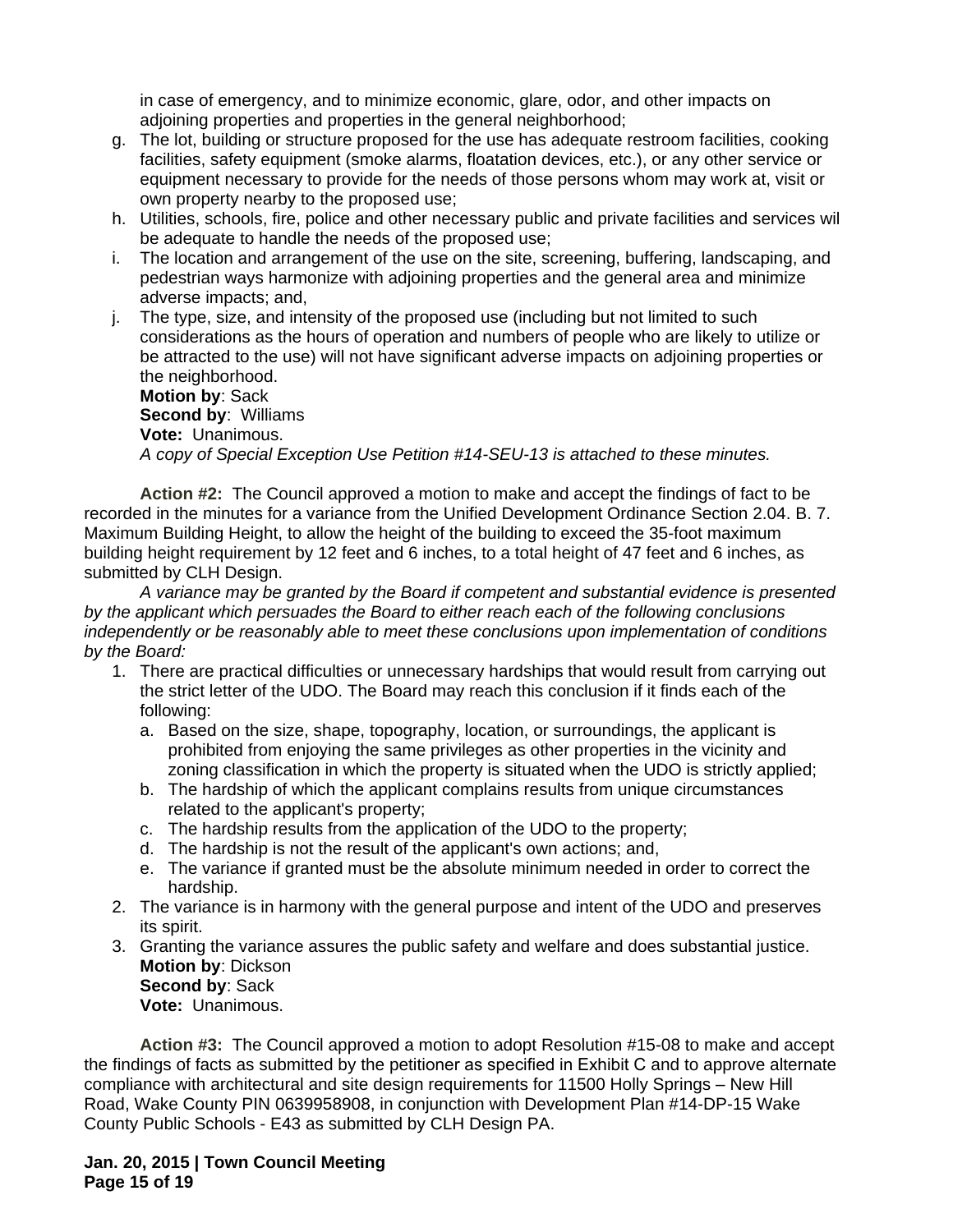in case of emergency, and to minimize economic, glare, odor, and other impacts on adjoining properties and properties in the general neighborhood;

g. The lot, building or structure proposed for the use has adequate restroom facilities, cooking facilities, safety equipment (smoke alarms, floatation devices, etc.), or any other service or equipment necessary to provide for the needs of those persons whom may work at, visit or own property nearby to the proposed use;
h. Utilities, schools, fire, police and other necessary public and private facilities and services wil be adequate to handle the needs of the proposed use;
i. The location and arrangement of the use on the site, screening, buffering, landscaping, and pedestrian ways harmonize with adjoining properties and the general area and minimize adverse impacts; and,
j. The type, size, and intensity of the proposed use (including but not limited to such considerations as the hours of operation and numbers of people who are likely to utilize or be attracted to the use) will not have significant adverse impacts on adjoining properties or the neighborhood.

**Motion by**: Sack
**Second by**: Williams
**Vote:** Unanimous.
*A copy of Special Exception Use Petition #14-SEU-13 is attached to these minutes.*

**Action #2:** The Council approved a motion to make and accept the findings of fact to be recorded in the minutes for a variance from the Unified Development Ordinance Section 2.04. B. 7. Maximum Building Height, to allow the height of the building to exceed the 35-foot maximum building height requirement by 12 feet and 6 inches, to a total height of 47 feet and 6 inches, as submitted by CLH Design.

*A variance may be granted by the Board if competent and substantial evidence is presented by the applicant which persuades the Board to either reach each of the following conclusions independently or be reasonably able to meet these conclusions upon implementation of conditions by the Board:*

1. There are practical difficulties or unnecessary hardships that would result from carrying out the strict letter of the UDO. The Board may reach this conclusion if it finds each of the following:
   a. Based on the size, shape, topography, location, or surroundings, the applicant is prohibited from enjoying the same privileges as other properties in the vicinity and zoning classification in which the property is situated when the UDO is strictly applied;
   b. The hardship of which the applicant complains results from unique circumstances related to the applicant's property;
   c. The hardship results from the application of the UDO to the property;
   d. The hardship is not the result of the applicant's own actions; and,
   e. The variance if granted must be the absolute minimum needed in order to correct the hardship.
2. The variance is in harmony with the general purpose and intent of the UDO and preserves its spirit.
3. Granting the variance assures the public safety and welfare and does substantial justice.

**Motion by**: Dickson
**Second by**: Sack
**Vote:** Unanimous.

**Action #3:** The Council approved a motion to adopt Resolution #15-08 to make and accept the findings of facts as submitted by the petitioner as specified in Exhibit C and to approve alternate compliance with architectural and site design requirements for 11500 Holly Springs – New Hill Road, Wake County PIN 0639958908, in conjunction with Development Plan #14-DP-15 Wake County Public Schools - E43 as submitted by CLH Design PA.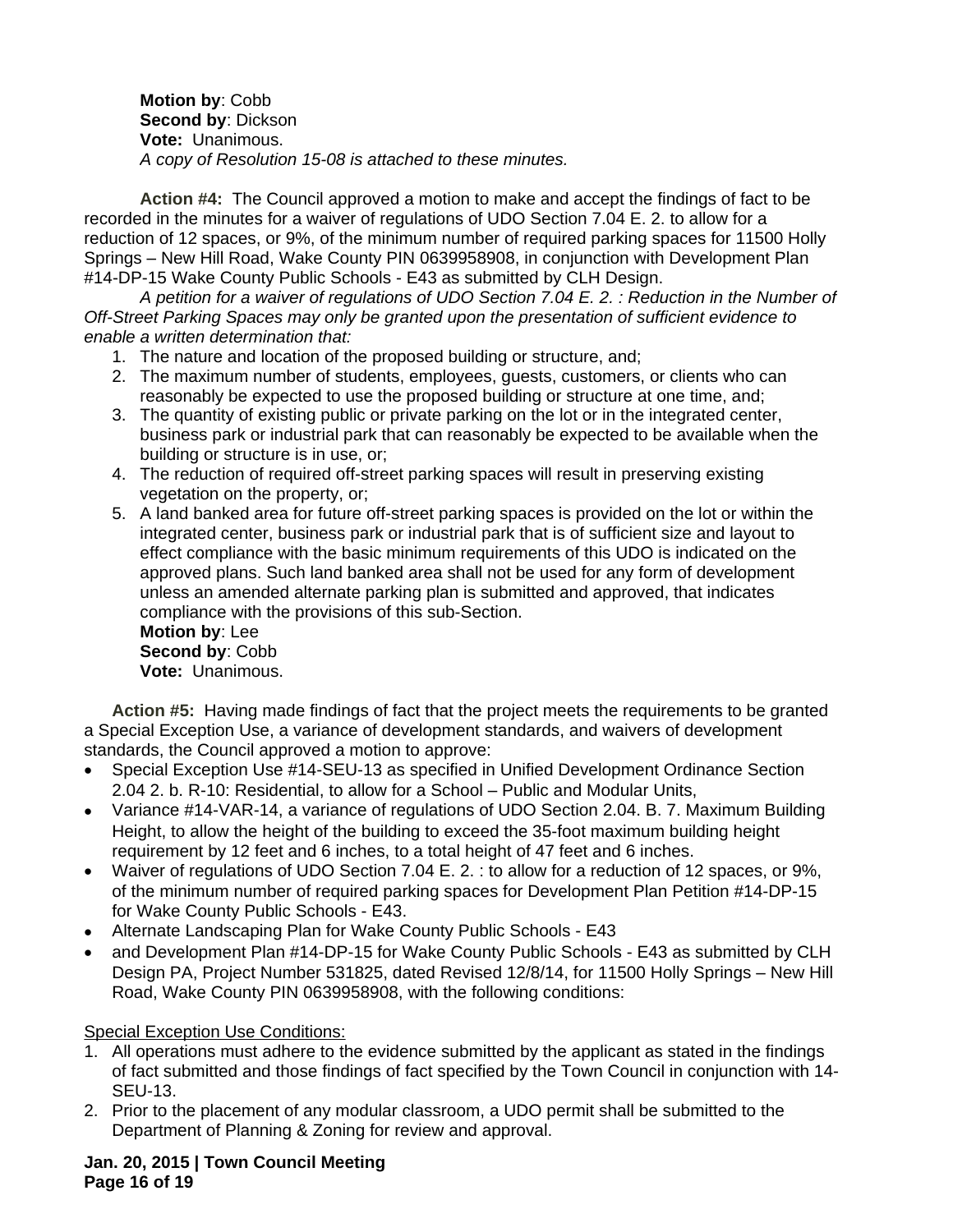**Motion by**: Cobb
**Second by**: Dickson
**Vote:** Unanimous.
*A copy of Resolution 15-08 is attached to these minutes.*

**Action #4:** The Council approved a motion to make and accept the findings of fact to be recorded in the minutes for a waiver of regulations of UDO Section 7.04 E. 2. to allow for a reduction of 12 spaces, or 9%, of the minimum number of required parking spaces for 11500 Holly Springs – New Hill Road, Wake County PIN 0639958908, in conjunction with Development Plan #14-DP-15 Wake County Public Schools - E43 as submitted by CLH Design.

*A petition for a waiver of regulations of UDO Section 7.04 E. 2. : Reduction in the Number of Off-Street Parking Spaces may only be granted upon the presentation of sufficient evidence to enable a written determination that:*

1. The nature and location of the proposed building or structure, and;
2. The maximum number of students, employees, guests, customers, or clients who can reasonably be expected to use the proposed building or structure at one time, and;
3. The quantity of existing public or private parking on the lot or in the integrated center, business park or industrial park that can reasonably be expected to be available when the building or structure is in use, or;
4. The reduction of required off-street parking spaces will result in preserving existing vegetation on the property, or;
5. A land banked area for future off-street parking spaces is provided on the lot or within the integrated center, business park or industrial park that is of sufficient size and layout to effect compliance with the basic minimum requirements of this UDO is indicated on the approved plans. Such land banked area shall not be used for any form of development unless an amended alternate parking plan is submitted and approved, that indicates compliance with the provisions of this sub-Section.

**Motion by**: Lee
**Second by**: Cobb
**Vote:** Unanimous.

**Action #5:** Having made findings of fact that the project meets the requirements to be granted a Special Exception Use, a variance of development standards, and waivers of development standards, the Council approved a motion to approve:

- Special Exception Use #14-SEU-13 as specified in Unified Development Ordinance Section 2.04 2. b. R-10: Residential, to allow for a School – Public and Modular Units,
- Variance #14-VAR-14, a variance of regulations of UDO Section 2.04. B. 7. Maximum Building Height, to allow the height of the building to exceed the 35-foot maximum building height requirement by 12 feet and 6 inches, to a total height of 47 feet and 6 inches.
- Waiver of regulations of UDO Section 7.04 E. 2. : to allow for a reduction of 12 spaces, or 9%, of the minimum number of required parking spaces for Development Plan Petition #14-DP-15 for Wake County Public Schools - E43.
- Alternate Landscaping Plan for Wake County Public Schools - E43
- and Development Plan #14-DP-15 for Wake County Public Schools - E43 as submitted by CLH Design PA, Project Number 531825, dated Revised 12/8/14, for 11500 Holly Springs – New Hill Road, Wake County PIN 0639958908, with the following conditions:

<u>Special Exception Use Conditions:</u>

1. All operations must adhere to the evidence submitted by the applicant as stated in the findings of fact submitted and those findings of fact specified by the Town Council in conjunction with 14-SEU-13.
2. Prior to the placement of any modular classroom, a UDO permit shall be submitted to the Department of Planning & Zoning for review and approval.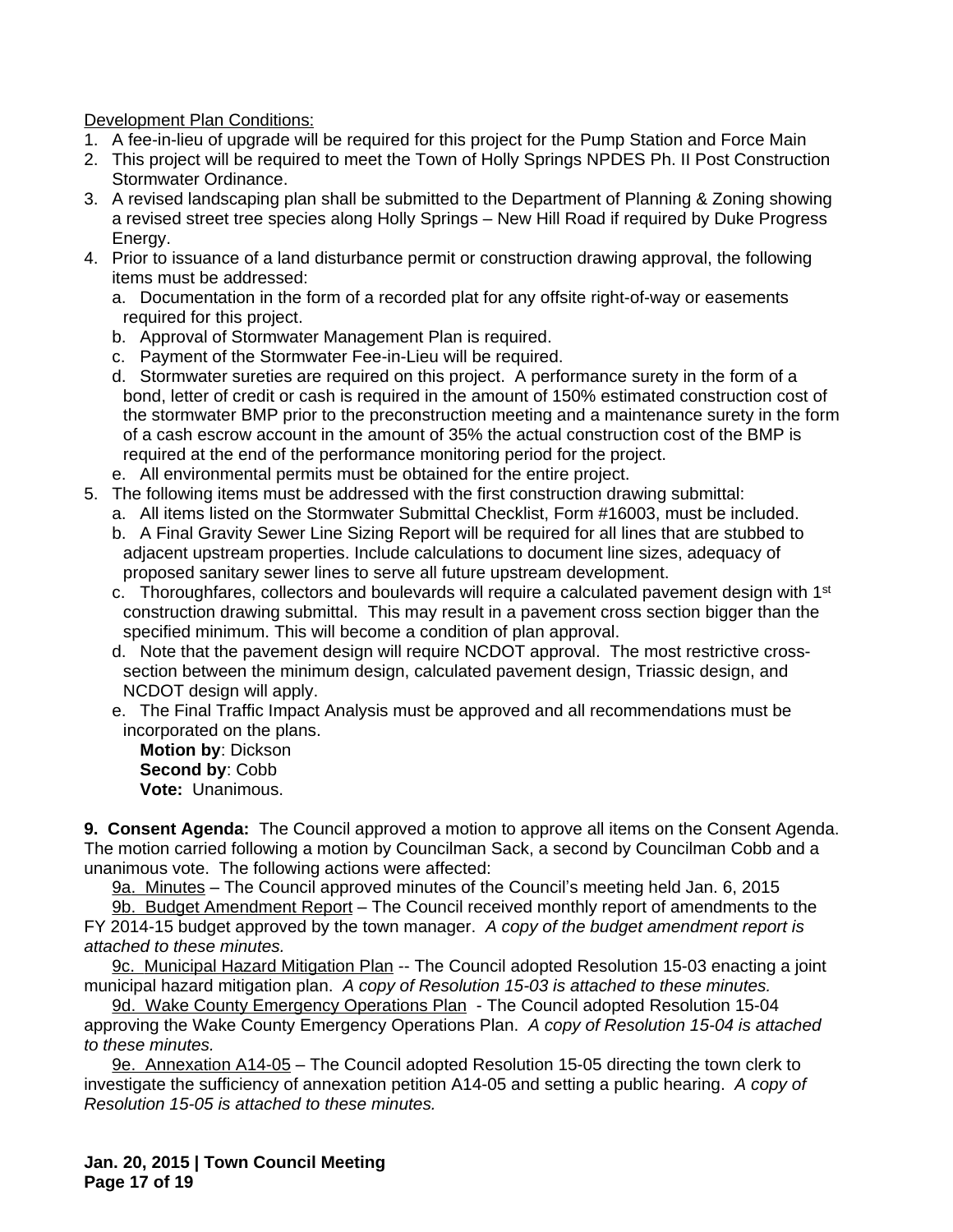Development Plan Conditions:

1. A fee-in-lieu of upgrade will be required for this project for the Pump Station and Force Main
2. This project will be required to meet the Town of Holly Springs NPDES Ph. II Post Construction Stormwater Ordinance.
3. A revised landscaping plan shall be submitted to the Department of Planning & Zoning showing a revised street tree species along Holly Springs – New Hill Road if required by Duke Progress Energy.
4. Prior to issuance of a land disturbance permit or construction drawing approval, the following items must be addressed:
   a. Documentation in the form of a recorded plat for any offsite right-of-way or easements required for this project.
   b. Approval of Stormwater Management Plan is required.
   c. Payment of the Stormwater Fee-in-Lieu will be required.
   d. Stormwater sureties are required on this project. A performance surety in the form of a bond, letter of credit or cash is required in the amount of 150% estimated construction cost of the stormwater BMP prior to the preconstruction meeting and a maintenance surety in the form of a cash escrow account in the amount of 35% the actual construction cost of the BMP is required at the end of the performance monitoring period for the project.
   e. All environmental permits must be obtained for the entire project.
5. The following items must be addressed with the first construction drawing submittal:
   a. All items listed on the Stormwater Submittal Checklist, Form #16003, must be included.
   b. A Final Gravity Sewer Line Sizing Report will be required for all lines that are stubbed to adjacent upstream properties. Include calculations to document line sizes, adequacy of proposed sanitary sewer lines to serve all future upstream development.
   c. Thoroughfares, collectors and boulevards will require a calculated pavement design with 1st construction drawing submittal. This may result in a pavement cross section bigger than the specified minimum. This will become a condition of plan approval.
   d. Note that the pavement design will require NCDOT approval. The most restrictive cross-section between the minimum design, calculated pavement design, Triassic design, and NCDOT design will apply.
   e. The Final Traffic Impact Analysis must be approved and all recommendations must be incorporated on the plans.

   **Motion by**: Dickson
   **Second by**: Cobb
   **Vote:** Unanimous.

**9. Consent Agenda:** The Council approved a motion to approve all items on the Consent Agenda. The motion carried following a motion by Councilman Sack, a second by Councilman Cobb and a unanimous vote. The following actions were affected:

9a. Minutes – The Council approved minutes of the Council's meeting held Jan. 6, 2015

9b. Budget Amendment Report – The Council received monthly report of amendments to the FY 2014-15 budget approved by the town manager. *A copy of the budget amendment report is attached to these minutes.*

9c. Municipal Hazard Mitigation Plan -- The Council adopted Resolution 15-03 enacting a joint municipal hazard mitigation plan. *A copy of Resolution 15-03 is attached to these minutes.*

9d. Wake County Emergency Operations Plan - The Council adopted Resolution 15-04 approving the Wake County Emergency Operations Plan. *A copy of Resolution 15-04 is attached to these minutes.*

9e. Annexation A14-05 – The Council adopted Resolution 15-05 directing the town clerk to investigate the sufficiency of annexation petition A14-05 and setting a public hearing. *A copy of Resolution 15-05 is attached to these minutes.*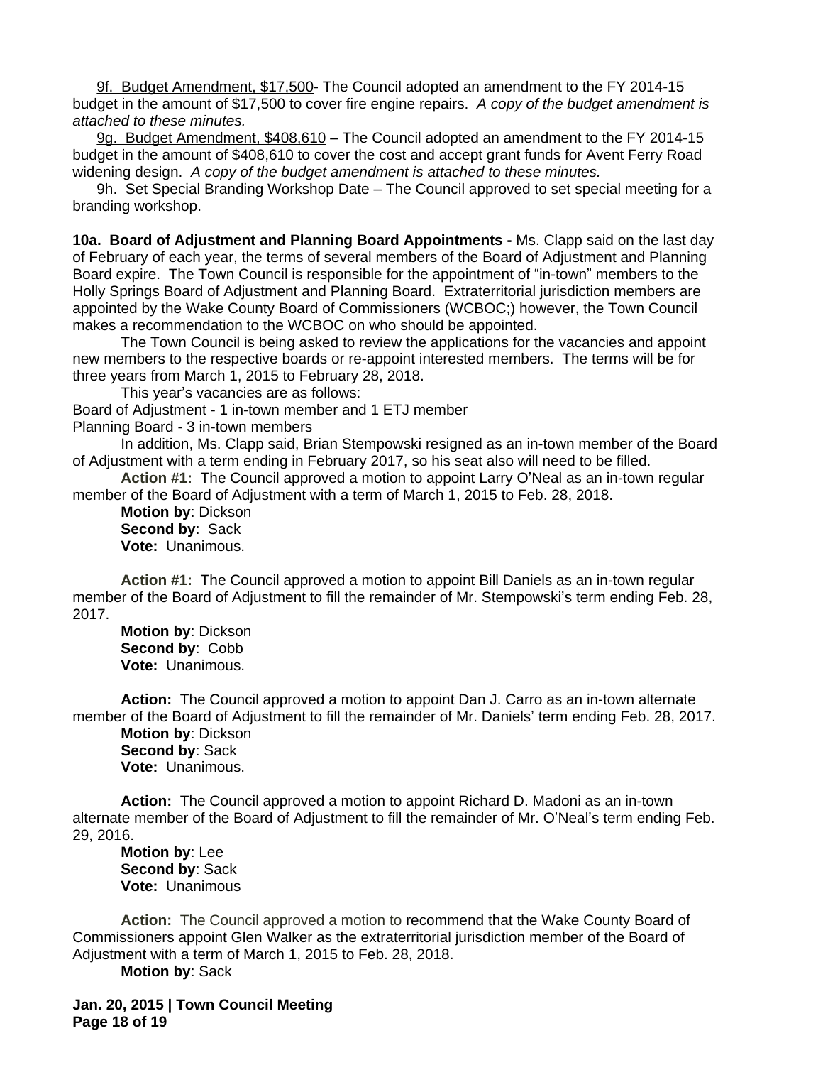9f. Budget Amendment, $17,500- The Council adopted an amendment to the FY 2014-15 budget in the amount of $17,500 to cover fire engine repairs. *A copy of the budget amendment is attached to these minutes.*

9g. Budget Amendment, $408,610 – The Council adopted an amendment to the FY 2014-15 budget in the amount of $408,610 to cover the cost and accept grant funds for Avent Ferry Road widening design. *A copy of the budget amendment is attached to these minutes.*

9h. Set Special Branding Workshop Date – The Council approved to set special meeting for a branding workshop.

**10a. Board of Adjustment and Planning Board Appointments -** Ms. Clapp said on the last day of February of each year, the terms of several members of the Board of Adjustment and Planning Board expire. The Town Council is responsible for the appointment of "in-town" members to the Holly Springs Board of Adjustment and Planning Board. Extraterritorial jurisdiction members are appointed by the Wake County Board of Commissioners (WCBOC;) however, the Town Council makes a recommendation to the WCBOC on who should be appointed.

The Town Council is being asked to review the applications for the vacancies and appoint new members to the respective boards or re-appoint interested members. The terms will be for three years from March 1, 2015 to February 28, 2018.

This year's vacancies are as follows:

Board of Adjustment - 1 in-town member and 1 ETJ member
Planning Board - 3 in-town members

In addition, Ms. Clapp said, Brian Stempowski resigned as an in-town member of the Board of Adjustment with a term ending in February 2017, so his seat also will need to be filled.

**Action #1:** The Council approved a motion to appoint Larry O'Neal as an in-town regular member of the Board of Adjustment with a term of March 1, 2015 to Feb. 28, 2018.

**Motion by**: Dickson
**Second by**: Sack
**Vote:** Unanimous.

**Action #1:** The Council approved a motion to appoint Bill Daniels as an in-town regular member of the Board of Adjustment to fill the remainder of Mr. Stempowski's term ending Feb. 28, 2017.

**Motion by**: Dickson
**Second by**: Cobb
**Vote:** Unanimous.

**Action:** The Council approved a motion to appoint Dan J. Carro as an in-town alternate member of the Board of Adjustment to fill the remainder of Mr. Daniels' term ending Feb. 28, 2017.

**Motion by**: Dickson
**Second by**: Sack
**Vote:** Unanimous.

**Action:** The Council approved a motion to appoint Richard D. Madoni as an in-town alternate member of the Board of Adjustment to fill the remainder of Mr. O'Neal's term ending Feb. 29, 2016.

**Motion by**: Lee
**Second by**: Sack
**Vote:** Unanimous

**Action:** The Council approved a motion to recommend that the Wake County Board of Commissioners appoint Glen Walker as the extraterritorial jurisdiction member of the Board of Adjustment with a term of March 1, 2015 to Feb. 28, 2018.

**Motion by**: Sack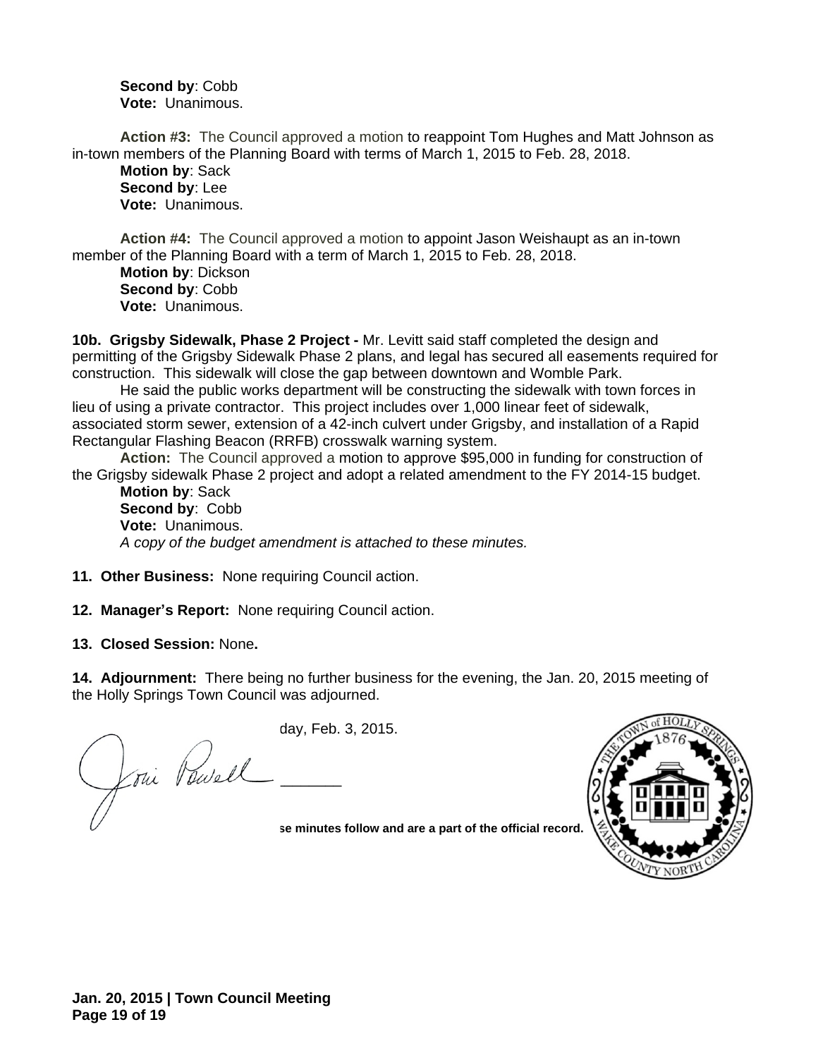**Second by**: Cobb
**Vote:** Unanimous.

**Action #3:** The Council approved a motion to reappoint Tom Hughes and Matt Johnson as in-town members of the Planning Board with terms of March 1, 2015 to Feb. 28, 2018.
**Motion by**: Sack
**Second by**: Lee
**Vote:** Unanimous.

**Action #4:** The Council approved a motion to appoint Jason Weishaupt as an in-town member of the Planning Board with a term of March 1, 2015 to Feb. 28, 2018.
**Motion by**: Dickson
**Second by**: Cobb
**Vote:** Unanimous.

**10b. Grigsby Sidewalk, Phase 2 Project -** Mr. Levitt said staff completed the design and permitting of the Grigsby Sidewalk Phase 2 plans, and legal has secured all easements required for construction. This sidewalk will close the gap between downtown and Womble Park.

He said the public works department will be constructing the sidewalk with town forces in lieu of using a private contractor. This project includes over 1,000 linear feet of sidewalk, associated storm sewer, extension of a 42-inch culvert under Grigsby, and installation of a Rapid Rectangular Flashing Beacon (RRFB) crosswalk warning system.

**Action:** The Council approved a motion to approve $95,000 in funding for construction of the Grigsby sidewalk Phase 2 project and adopt a related amendment to the FY 2014-15 budget.
**Motion by**: Sack
**Second by**: Cobb
**Vote:** Unanimous.
*A copy of the budget amendment is attached to these minutes.*

**11. Other Business:** None requiring Council action.

**12. Manager's Report:** None requiring Council action.

**13. Closed Session:** None**.**

**14. Adjournment:** There being no further business for the evening, the Jan. 20, 2015 meeting of the Holly Springs Town Council was adjourned.

day, Feb. 3, 2015.

______

**se minutes follow and are a part of the official record.**